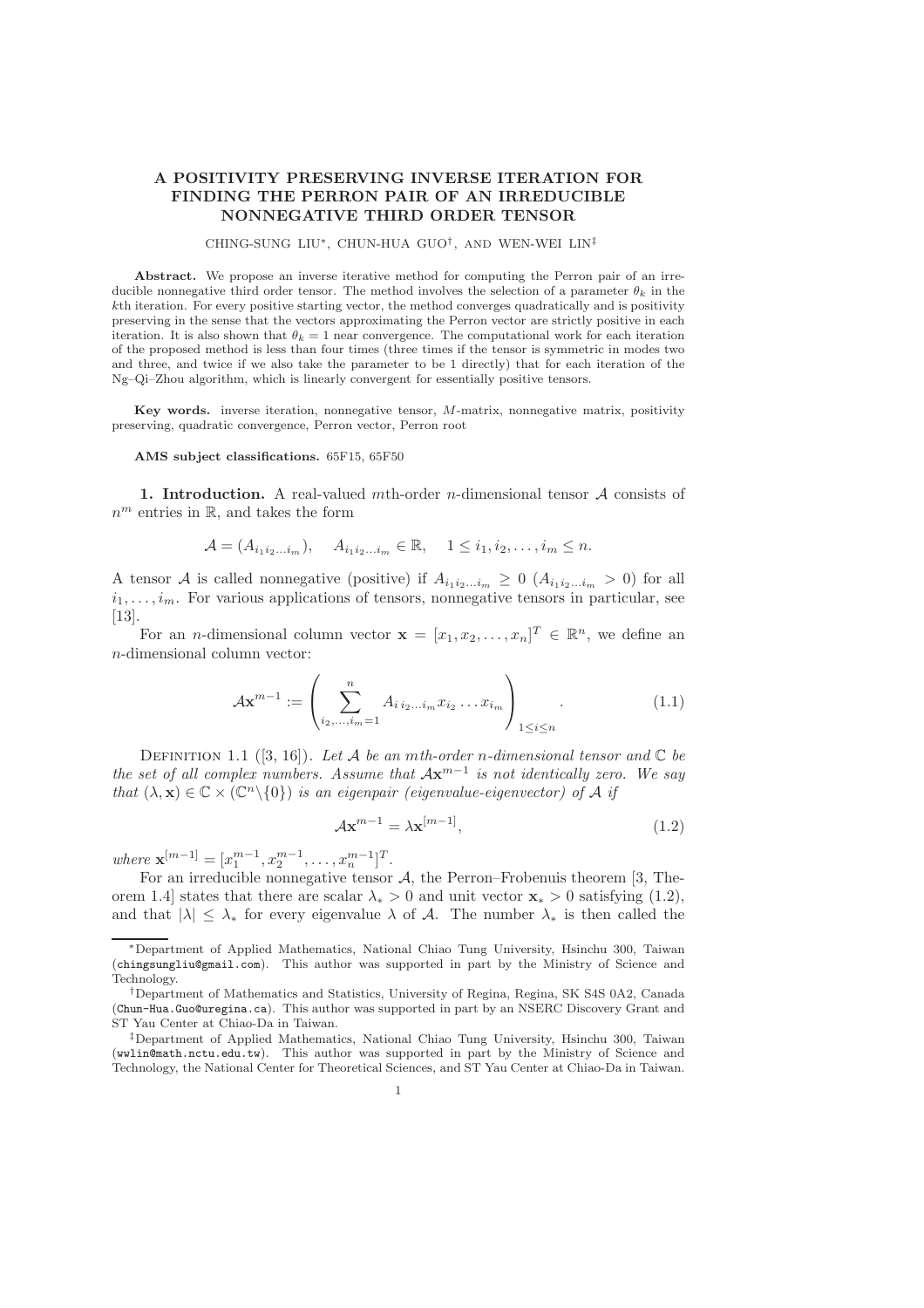# A POSITIVITY PRESERVING INVERSE ITERATION FOR FINDING THE PERRON PAIR OF AN IRREDUCIBLE NONNEGATIVE THIRD ORDER TENSOR

CHING-SUNG LIU*, CHUN-HUA GUO†, AND WEN-WEI LIN‡

**Abstract.** We propose an inverse iterative method for computing the Perron pair of an irreducible nonnegative third order tensor. The method involves the selection of a parameter $\theta_k$ in the $k$th iteration. For every positive starting vector, the method converges quadratically and is positivity preserving in the sense that the vectors approximating the Perron vector are strictly positive in each iteration. It is also shown that $\theta_k = 1$ near convergence. The computational work for each iteration of the proposed method is less than four times (three times if the tensor is symmetric in modes two and three, and twice if we also take the parameter to be 1 directly) that for each iteration of the Ng–Qi–Zhou algorithm, which is linearly convergent for essentially positive tensors.

**Key words.** inverse iteration, nonnegative tensor, $M$-matrix, nonnegative matrix, positivity preserving, quadratic convergence, Perron vector, Perron root

**AMS subject classifications.** 65F15, 65F50

## 1. Introduction.

A real-valued $m$th-order $n$-dimensional tensor $\mathcal{A}$ consists of $n^m$ entries in $\mathbb{R}$, and takes the form

$$\mathcal{A} = (A_{i_1 i_2 \ldots i_m}), \quad A_{i_1 i_2 \ldots i_m} \in \mathbb{R}, \quad 1 \leq i_1, i_2, \ldots, i_m \leq n.$$

A tensor $\mathcal{A}$ is called nonnegative (positive) if $A_{i_1 i_2 \ldots i_m} \geq 0$ ($A_{i_1 i_2 \ldots i_m} > 0$) for all $i_1, \ldots, i_m$. For various applications of tensors, nonnegative tensors in particular, see [13].

For an $n$-dimensional column vector $\mathbf{x} = [x_1, x_2, \ldots, x_n]^T \in \mathbb{R}^n$, we define an $n$-dimensional column vector:

$$\mathcal{A}\mathbf{x}^{m-1} := \left( \sum_{i_2, \ldots, i_m = 1}^{n} A_{i\, i_2 \ldots i_m} x_{i_2} \ldots x_{i_m} \right)_{1 \leq i \leq n}. \tag{1.1}$$

Definition 1.1 ([3, 16]). *Let $\mathcal{A}$ be an $m$th-order $n$-dimensional tensor and $\mathbb{C}$ be the set of all complex numbers. Assume that $\mathcal{A}\mathbf{x}^{m-1}$ is not identically zero. We say that $(\lambda, \mathbf{x}) \in \mathbb{C} \times (\mathbb{C}^n \backslash \{0\})$ is an eigenpair (eigenvalue-eigenvector) of $\mathcal{A}$ if*

$$\mathcal{A}\mathbf{x}^{m-1} = \lambda \mathbf{x}^{[m-1]}, \tag{1.2}$$

*where $\mathbf{x}^{[m-1]} = [x_1^{m-1}, x_2^{m-1}, \ldots, x_n^{m-1}]^T$.*

For an irreducible nonnegative tensor $\mathcal{A}$, the Perron–Frobenius theorem [3, Theorem 1.4] states that there are scalar $\lambda_* > 0$ and unit vector $\mathbf{x}_* > 0$ satisfying (1.2), and that $|\lambda| \leq \lambda_*$ for every eigenvalue $\lambda$ of $\mathcal{A}$. The number $\lambda_*$ is then called the

---

*Department of Applied Mathematics, National Chiao Tung University, Hsinchu 300, Taiwan (chingsungliu@gmail.com). This author was supported in part by the Ministry of Science and Technology.

†Department of Mathematics and Statistics, University of Regina, Regina, SK S4S 0A2, Canada (Chun-Hua.Guo@uregina.ca). This author was supported in part by an NSERC Discovery Grant and ST Yau Center at Chiao-Da in Taiwan.

‡Department of Applied Mathematics, National Chiao Tung University, Hsinchu 300, Taiwan (wwlin@math.nctu.edu.tw). This author was supported in part by the Ministry of Science and Technology, the National Center for Theoretical Sciences, and ST Yau Center at Chiao-Da in Taiwan.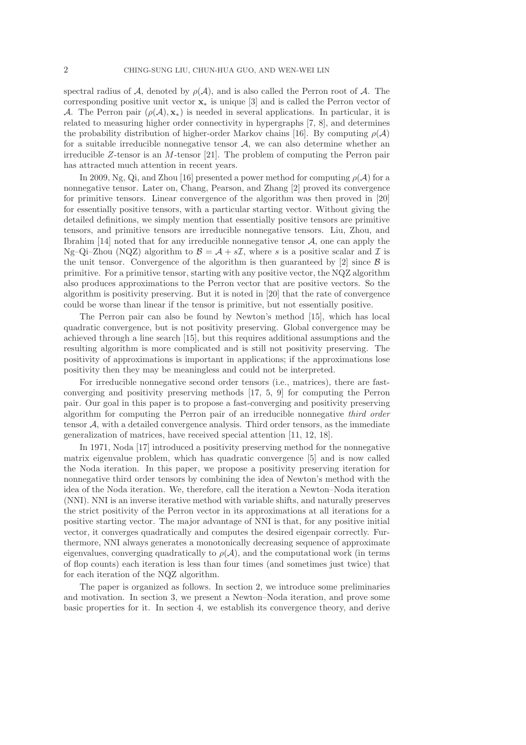spectral radius of $\mathcal{A}$, denoted by $\rho(\mathcal{A})$, and is also called the Perron root of $\mathcal{A}$. The corresponding positive unit vector $\mathbf{x}_*$ is unique [3] and is called the Perron vector of $\mathcal{A}$. The Perron pair $(\rho(\mathcal{A}), \mathbf{x}_*)$ is needed in several applications. In particular, it is related to measuring higher order connectivity in hypergraphs [7, 8], and determines the probability distribution of higher-order Markov chains [16]. By computing $\rho(\mathcal{A})$ for a suitable irreducible nonnegative tensor $\mathcal{A}$, we can also determine whether an irreducible $Z$-tensor is an $M$-tensor [21]. The problem of computing the Perron pair has attracted much attention in recent years.

In 2009, Ng, Qi, and Zhou [16] presented a power method for computing $\rho(\mathcal{A})$ for a nonnegative tensor. Later on, Chang, Pearson, and Zhang [2] proved its convergence for primitive tensors. Linear convergence of the algorithm was then proved in [20] for essentially positive tensors, with a particular starting vector. Without giving the detailed definitions, we simply mention that essentially positive tensors are primitive tensors, and primitive tensors are irreducible nonnegative tensors. Liu, Zhou, and Ibrahim [14] noted that for any irreducible nonnegative tensor $\mathcal{A}$, one can apply the Ng–Qi–Zhou (NQZ) algorithm to $\mathcal{B} = \mathcal{A} + s\mathcal{I}$, where $s$ is a positive scalar and $\mathcal{I}$ is the unit tensor. Convergence of the algorithm is then guaranteed by [2] since $\mathcal{B}$ is primitive. For a primitive tensor, starting with any positive vector, the NQZ algorithm also produces approximations to the Perron vector that are positive vectors. So the algorithm is positivity preserving. But it is noted in [20] that the rate of convergence could be worse than linear if the tensor is primitive, but not essentially positive.

The Perron pair can also be found by Newton's method [15], which has local quadratic convergence, but is not positivity preserving. Global convergence may be achieved through a line search [15], but this requires additional assumptions and the resulting algorithm is more complicated and is still not positivity preserving. The positivity of approximations is important in applications; if the approximations lose positivity then they may be meaningless and could not be interpreted.

For irreducible nonnegative second order tensors (i.e., matrices), there are fast-converging and positivity preserving methods [17, 5, 9] for computing the Perron pair. Our goal in this paper is to propose a fast-converging and positivity preserving algorithm for computing the Perron pair of an irreducible nonnegative *third order* tensor $\mathcal{A}$, with a detailed convergence analysis. Third order tensors, as the immediate generalization of matrices, have received special attention [11, 12, 18].

In 1971, Noda [17] introduced a positivity preserving method for the nonnegative matrix eigenvalue problem, which has quadratic convergence [5] and is now called the Noda iteration. In this paper, we propose a positivity preserving iteration for nonnegative third order tensors by combining the idea of Newton's method with the idea of the Noda iteration. We, therefore, call the iteration a Newton–Noda iteration (NNI). NNI is an inverse iterative method with variable shifts, and naturally preserves the strict positivity of the Perron vector in its approximations at all iterations for a positive starting vector. The major advantage of NNI is that, for any positive initial vector, it converges quadratically and computes the desired eigenpair correctly. Furthermore, NNI always generates a monotonically decreasing sequence of approximate eigenvalues, converging quadratically to $\rho(\mathcal{A})$, and the computational work (in terms of flop counts) each iteration is less than four times (and sometimes just twice) that for each iteration of the NQZ algorithm.

The paper is organized as follows. In section 2, we introduce some preliminaries and motivation. In section 3, we present a Newton–Noda iteration, and prove some basic properties for it. In section 4, we establish its convergence theory, and derive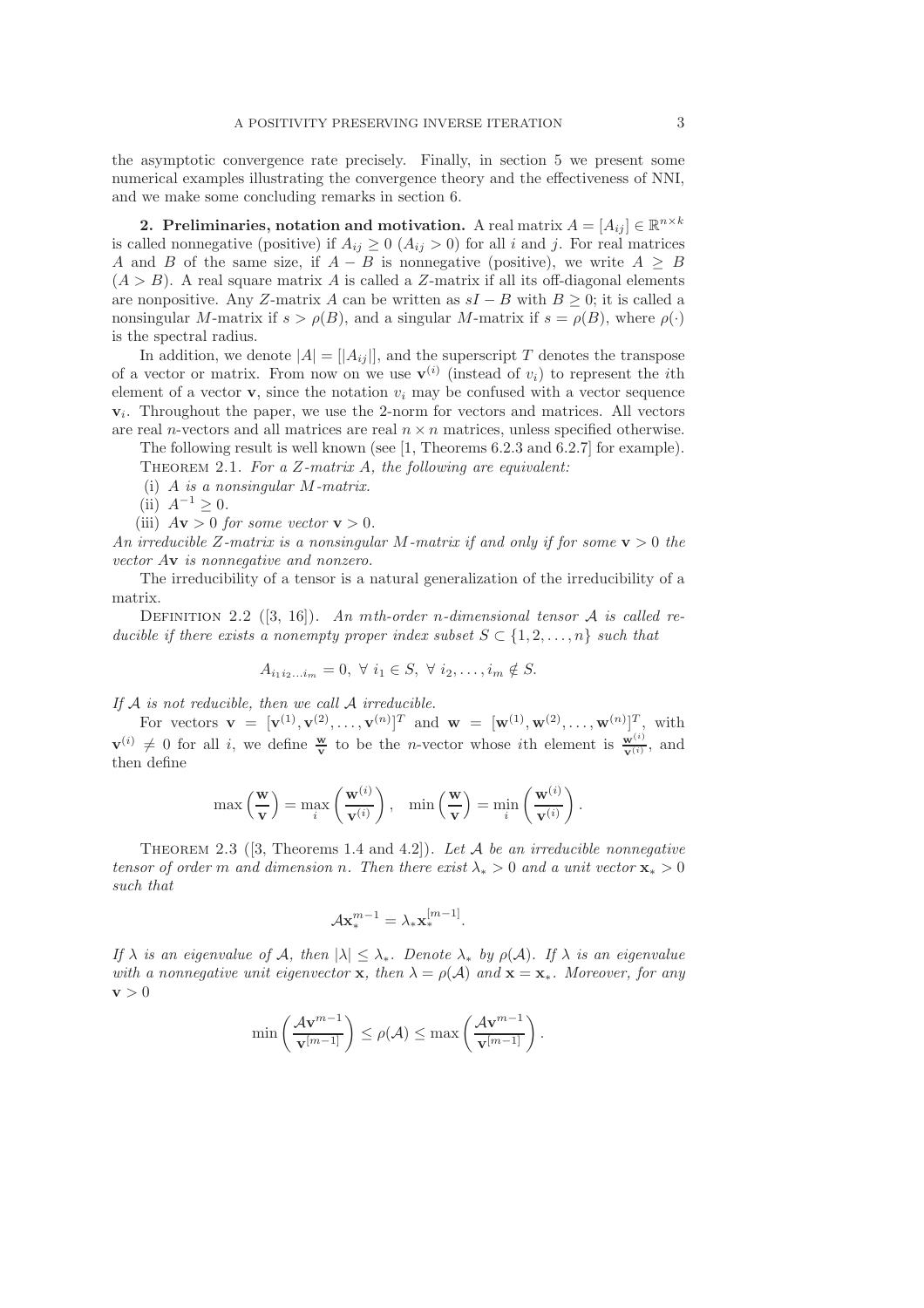the asymptotic convergence rate precisely. Finally, in section 5 we present some numerical examples illustrating the convergence theory and the effectiveness of NNI, and we make some concluding remarks in section 6.

## 2. Preliminaries, notation and motivation.

A real matrix $A = [A_{ij}] \in \mathbb{R}^{n\times k}$ is called nonnegative (positive) if $A_{ij} \geq 0$ ($A_{ij} > 0$) for all $i$ and $j$. For real matrices $A$ and $B$ of the same size, if $A - B$ is nonnegative (positive), we write $A \geq B$ ($A > B$). A real square matrix $A$ is called a $Z$-matrix if all its off-diagonal elements are nonpositive. Any $Z$-matrix $A$ can be written as $sI - B$ with $B \geq 0$; it is called a nonsingular $M$-matrix if $s > \rho(B)$, and a singular $M$-matrix if $s = \rho(B)$, where $\rho(\cdot)$ is the spectral radius.

In addition, we denote $|A| = [|A_{ij}|]$, and the superscript $T$ denotes the transpose of a vector or matrix. From now on we use $\mathbf{v}^{(i)}$ (instead of $v_i$) to represent the $i$th element of a vector $\mathbf{v}$, since the notation $v_i$ may be confused with a vector sequence $\mathbf{v}_i$. Throughout the paper, we use the 2-norm for vectors and matrices. All vectors are real $n$-vectors and all matrices are real $n \times n$ matrices, unless specified otherwise.

The following result is well known (see [1, Theorems 6.2.3 and 6.2.7] for example).

Theorem 2.1. *For a $Z$-matrix $A$, the following are equivalent:*

(i) *$A$ is a nonsingular $M$-matrix.*
(ii) *$A^{-1} \geq 0$.*
(iii) *$A\mathbf{v} > 0$ for some vector $\mathbf{v} > 0$.*

*An irreducible $Z$-matrix is a nonsingular $M$-matrix if and only if for some $\mathbf{v} > 0$ the vector $A\mathbf{v}$ is nonnegative and nonzero.*

The irreducibility of a tensor is a natural generalization of the irreducibility of a matrix.

Definition 2.2 ([3, 16]). *An $m$th-order $n$-dimensional tensor $\mathcal{A}$ is called reducible if there exists a nonempty proper index subset $S \subset \{1, 2, \ldots, n\}$ such that*

$$A_{i_1 i_2 \ldots i_m} = 0,\ \forall\ i_1 \in S,\ \forall\ i_2, \ldots, i_m \notin S.$$

*If $\mathcal{A}$ is not reducible, then we call $\mathcal{A}$ irreducible.*

For vectors $\mathbf{v} = [\mathbf{v}^{(1)}, \mathbf{v}^{(2)}, \ldots, \mathbf{v}^{(n)}]^T$ and $\mathbf{w} = [\mathbf{w}^{(1)}, \mathbf{w}^{(2)}, \ldots, \mathbf{w}^{(n)}]^T$, with $\mathbf{v}^{(i)} \neq 0$ for all $i$, we define $\frac{\mathbf{w}}{\mathbf{v}}$ to be the $n$-vector whose $i$th element is $\frac{\mathbf{w}^{(i)}}{\mathbf{v}^{(i)}}$, and then define

$$\max\left(\frac{\mathbf{w}}{\mathbf{v}}\right) = \max_i \left(\frac{\mathbf{w}^{(i)}}{\mathbf{v}^{(i)}}\right), \quad \min\left(\frac{\mathbf{w}}{\mathbf{v}}\right) = \min_i \left(\frac{\mathbf{w}^{(i)}}{\mathbf{v}^{(i)}}\right).$$

Theorem 2.3 ([3, Theorems 1.4 and 4.2]). *Let $\mathcal{A}$ be an irreducible nonnegative tensor of order $m$ and dimension $n$. Then there exist $\lambda_* > 0$ and a unit vector $\mathbf{x}_* > 0$ such that*

$$\mathcal{A}\mathbf{x}_*^{m-1} = \lambda_* \mathbf{x}_*^{[m-1]}.$$

*If $\lambda$ is an eigenvalue of $\mathcal{A}$, then $|\lambda| \leq \lambda_*$. Denote $\lambda_*$ by $\rho(\mathcal{A})$. If $\lambda$ is an eigenvalue with a nonnegative unit eigenvector $\mathbf{x}$, then $\lambda = \rho(\mathcal{A})$ and $\mathbf{x} = \mathbf{x}_*$. Moreover, for any $\mathbf{v} > 0$*

$$\min\left(\frac{\mathcal{A}\mathbf{v}^{m-1}}{\mathbf{v}^{[m-1]}}\right) \leq \rho(\mathcal{A}) \leq \max\left(\frac{\mathcal{A}\mathbf{v}^{m-1}}{\mathbf{v}^{[m-1]}}\right).$$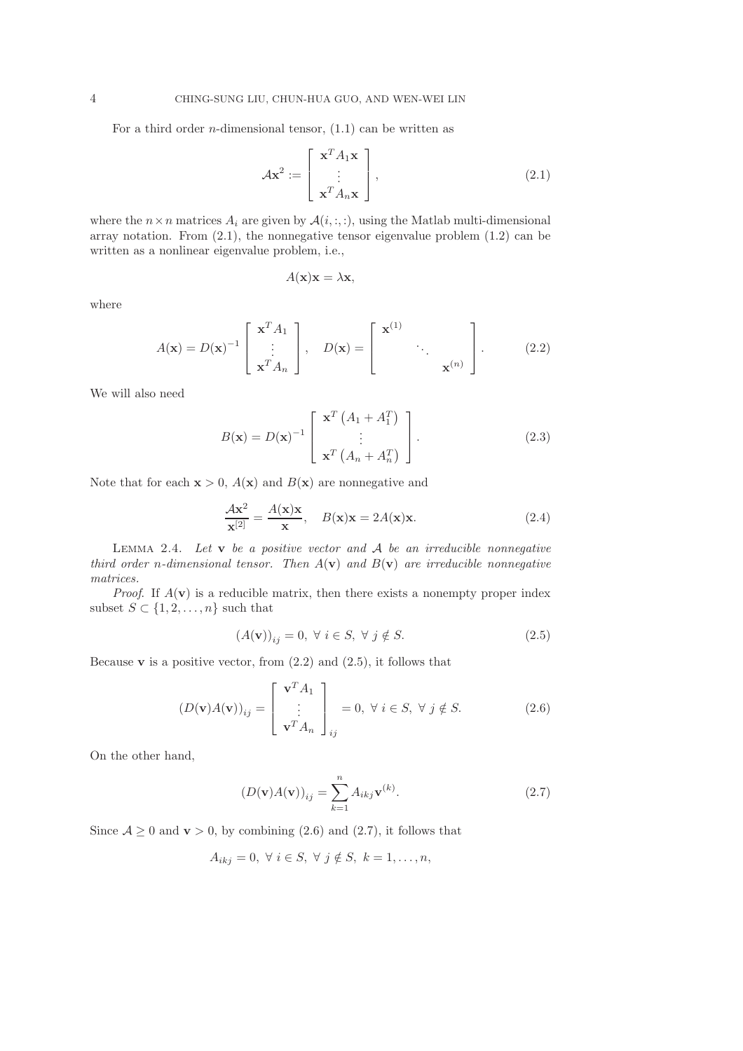For a third order $n$-dimensional tensor, (1.1) can be written as

$$
\mathcal{A}\mathbf{x}^2 := \begin{bmatrix} \mathbf{x}^T A_1 \mathbf{x} \\ \vdots \\ \mathbf{x}^T A_n \mathbf{x} \end{bmatrix}, \tag{2.1}
$$

where the $n \times n$ matrices $A_i$ are given by $\mathcal{A}(i, :, :)$, using the Matlab multi-dimensional array notation. From (2.1), the nonnegative tensor eigenvalue problem (1.2) can be written as a nonlinear eigenvalue problem, i.e.,

$$
A(\mathbf{x})\mathbf{x} = \lambda \mathbf{x},
$$

where

$$
A(\mathbf{x}) = D(\mathbf{x})^{-1} \begin{bmatrix} \mathbf{x}^T A_1 \\ \vdots \\ \mathbf{x}^T A_n \end{bmatrix}, \quad D(\mathbf{x}) = \begin{bmatrix} \mathbf{x}^{(1)} & & \\ & \ddots & \\ & & \mathbf{x}^{(n)} \end{bmatrix}. \tag{2.2}
$$

We will also need

$$
B(\mathbf{x}) = D(\mathbf{x})^{-1} \begin{bmatrix} \mathbf{x}^T \left(A_1 + A_1^T\right) \\ \vdots \\ \mathbf{x}^T \left(A_n + A_n^T\right) \end{bmatrix}. \tag{2.3}
$$

Note that for each $\mathbf{x} > 0$, $A(\mathbf{x})$ and $B(\mathbf{x})$ are nonnegative and

$$
\frac{\mathcal{A}\mathbf{x}^2}{\mathbf{x}^{[2]}} = \frac{A(\mathbf{x})\mathbf{x}}{\mathbf{x}}, \quad B(\mathbf{x})\mathbf{x} = 2A(\mathbf{x})\mathbf{x}. \tag{2.4}
$$

Lemma 2.4. *Let $\mathbf{v}$ be a positive vector and $\mathcal{A}$ be an irreducible nonnegative third order $n$-dimensional tensor. Then $A(\mathbf{v})$ and $B(\mathbf{v})$ are irreducible nonnegative matrices.*

*Proof.* If $A(\mathbf{v})$ is a reducible matrix, then there exists a nonempty proper index subset $S \subset \{1, 2, \ldots, n\}$ such that

$$
(A(\mathbf{v}))_{ij} = 0, \ \forall \ i \in S, \ \forall \ j \notin S. \tag{2.5}
$$

Because $\mathbf{v}$ is a positive vector, from (2.2) and (2.5), it follows that

$$
(D(\mathbf{v})A(\mathbf{v}))_{ij} = \begin{bmatrix} \mathbf{v}^T A_1 \\ \vdots \\ \mathbf{v}^T A_n \end{bmatrix}_{ij} = 0, \ \forall \ i \in S, \ \forall \ j \notin S. \tag{2.6}
$$

On the other hand,

$$
(D(\mathbf{v})A(\mathbf{v}))_{ij} = \sum_{k=1}^{n} A_{ikj} \mathbf{v}^{(k)}. \tag{2.7}
$$

Since $\mathcal{A} \geq 0$ and $\mathbf{v} > 0$, by combining (2.6) and (2.7), it follows that

$$
A_{ikj} = 0, \ \forall \ i \in S, \ \forall \ j \notin S, \ k = 1, \ldots, n,
$$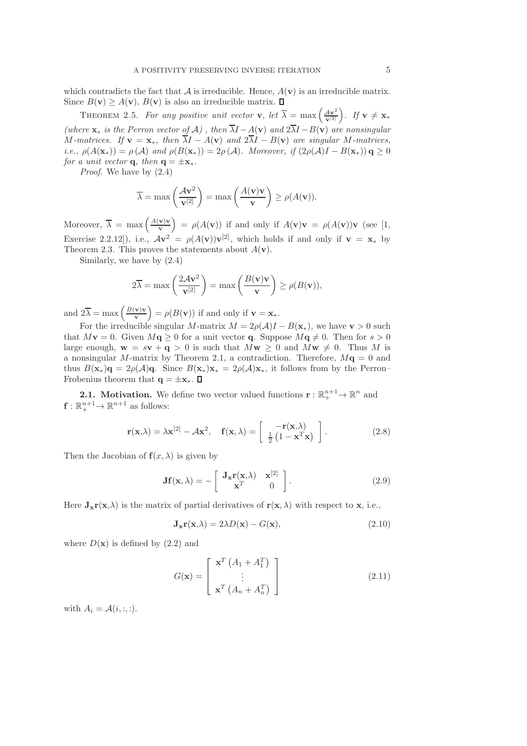which contradicts the fact that $\mathcal{A}$ is irreducible. Hence, $A(\mathbf{v})$ is an irreducible matrix. Since $B(\mathbf{v}) \geq A(\mathbf{v})$, $B(\mathbf{v})$ is also an irreducible matrix. $\square$

Theorem 2.5. *For any positive unit vector* $\mathbf{v}$, *let* $\overline{\lambda} = \max\left(\frac{\mathcal{A}\mathbf{v}^2}{\mathbf{v}^{[2]}}\right)$. *If* $\mathbf{v} \neq \mathbf{x}_*$ *(where* $\mathbf{x}_*$ *is the Perron vector of* $\mathcal{A}$*), then* $\overline{\lambda}I - A(\mathbf{v})$ *and* $2\overline{\lambda}I - B(\mathbf{v})$ *are nonsingular M-matrices. If* $\mathbf{v} = \mathbf{x}_*$*, then* $\overline{\lambda}I - A(\mathbf{v})$ *and* $2\overline{\lambda}I - B(\mathbf{v})$ *are singular M-matrices, i.e.,* $\rho(A(\mathbf{x}_*)) = \rho(\mathcal{A})$ *and* $\rho(B(\mathbf{x}_*)) = 2\rho(\mathcal{A})$. *Moreover, if* $(2\rho(\mathcal{A})I - B(\mathbf{x}_*))\,\mathbf{q} \geq 0$ *for a unit vector* $\mathbf{q}$*, then* $\mathbf{q} = \pm\mathbf{x}_*$.

*Proof*. We have by (2.4)

$$\overline{\lambda} = \max\left(\frac{\mathcal{A}\mathbf{v}^2}{\mathbf{v}^{[2]}}\right) = \max\left(\frac{A(\mathbf{v})\mathbf{v}}{\mathbf{v}}\right) \geq \rho(A(\mathbf{v})).$$

Moreover, $\overline{\lambda} = \max\left(\frac{A(\mathbf{v})\mathbf{v}}{\mathbf{v}}\right) = \rho(A(\mathbf{v}))$ if and only if $A(\mathbf{v})\mathbf{v} = \rho(A(\mathbf{v}))\mathbf{v}$ (see [1, Exercise 2.2.12]), i.e., $\mathcal{A}\mathbf{v}^2 = \rho(A(\mathbf{v}))\mathbf{v}^{[2]}$, which holds if and only if $\mathbf{v} = \mathbf{x}_*$ by Theorem 2.3. This proves the statements about $A(\mathbf{v})$.

Similarly, we have by (2.4)

$$2\overline{\lambda} = \max\left(\frac{2\mathcal{A}\mathbf{v}^2}{\mathbf{v}^{[2]}}\right) = \max\left(\frac{B(\mathbf{v})\mathbf{v}}{\mathbf{v}}\right) \geq \rho(B(\mathbf{v})),$$

and $2\overline{\lambda} = \max\left(\frac{B(\mathbf{v})\mathbf{v}}{\mathbf{v}}\right) = \rho(B(\mathbf{v}))$ if and only if $\mathbf{v} = \mathbf{x}_*$.

For the irreducible singular $M$-matrix $M = 2\rho(\mathcal{A})I - B(\mathbf{x}_*)$, we have $\mathbf{v} > 0$ such that $M\mathbf{v} = 0$. Given $M\mathbf{q} \geq 0$ for a unit vector $\mathbf{q}$. Suppose $M\mathbf{q} \neq 0$. Then for $s > 0$ large enough, $\mathbf{w} = s\mathbf{v} + \mathbf{q} > 0$ is such that $M\mathbf{w} \geq 0$ and $M\mathbf{w} \neq 0$. Thus $M$ is a nonsingular $M$-matrix by Theorem 2.1, a contradiction. Therefore, $M\mathbf{q} = 0$ and thus $B(\mathbf{x}_*)\mathbf{q} = 2\rho(\mathcal{A})\mathbf{q}$. Since $B(\mathbf{x}_*)\mathbf{x}_* = 2\rho(\mathcal{A})\mathbf{x}_*$, it follows from by the Perron–Frobenius theorem that $\mathbf{q} = \pm\mathbf{x}_*$. $\square$

### 2.1. Motivation.

We define two vector valued functions $\mathbf{r} : \mathbb{R}_+^{n+1} \to \mathbb{R}^n$ and $\mathbf{f} : \mathbb{R}_+^{n+1} \to \mathbb{R}^{n+1}$ as follows:

$$\mathbf{r}(\mathbf{x},\lambda) = \lambda\mathbf{x}^{[2]} - \mathcal{A}\mathbf{x}^2, \quad \mathbf{f}(\mathbf{x},\lambda) = \begin{bmatrix} -\mathbf{r}(\mathbf{x},\lambda) \\ \frac{1}{2}\left(1 - \mathbf{x}^T\mathbf{x}\right) \end{bmatrix}. \tag{2.8}$$

Then the Jacobian of $\mathbf{f}(x,\lambda)$ is given by

$$\mathbf{J}\mathbf{f}(\mathbf{x},\lambda) = -\begin{bmatrix} \mathbf{J}_\mathbf{x}\mathbf{r}(\mathbf{x},\lambda) & \mathbf{x}^{[2]} \\ \mathbf{x}^T & 0 \end{bmatrix}. \tag{2.9}$$

Here $\mathbf{J}_\mathbf{x}\mathbf{r}(\mathbf{x},\lambda)$ is the matrix of partial derivatives of $\mathbf{r}(\mathbf{x},\lambda)$ with respect to $\mathbf{x}$, i.e.,

$$\mathbf{J}_\mathbf{x}\mathbf{r}(\mathbf{x},\lambda) = 2\lambda D(\mathbf{x}) - G(\mathbf{x}), \tag{2.10}$$

where $D(\mathbf{x})$ is defined by (2.2) and

$$G(\mathbf{x}) = \begin{bmatrix} \mathbf{x}^T\left(A_1 + A_1^T\right) \\ \vdots \\ \mathbf{x}^T\left(A_n + A_n^T\right) \end{bmatrix} \tag{2.11}$$

with $A_i = \mathcal{A}(i,:,:)$.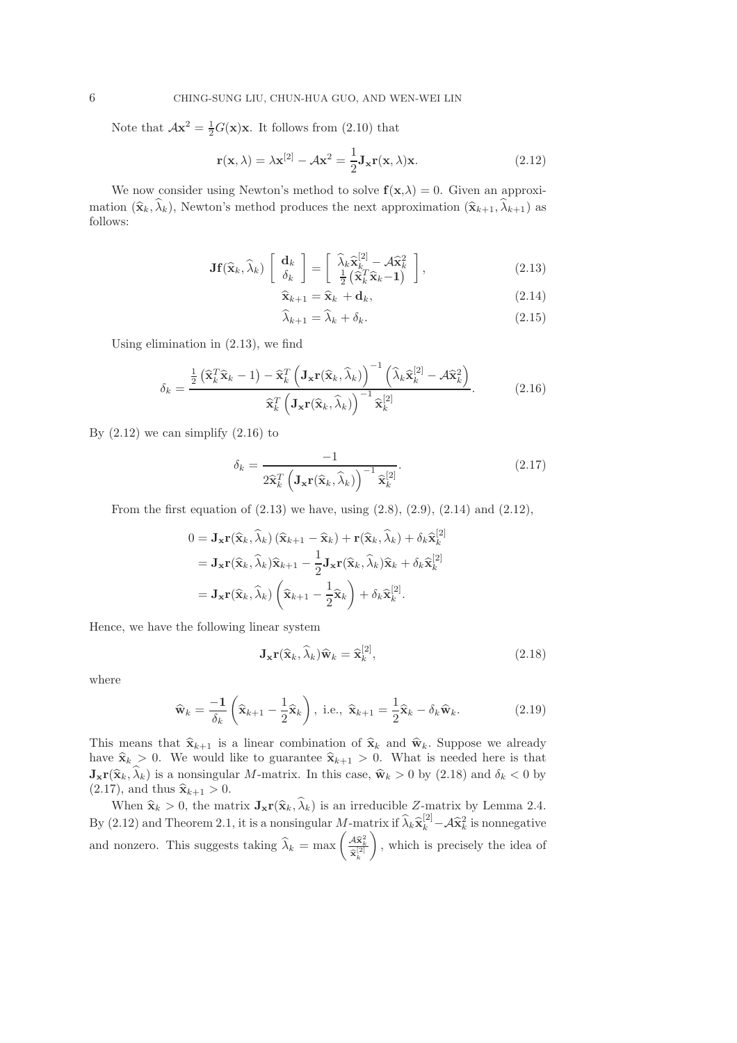Note that $\mathcal{A}\mathbf{x}^2 = \frac{1}{2}G(\mathbf{x})\mathbf{x}$. It follows from (2.10) that

$$\mathbf{r}(\mathbf{x}, \lambda) = \lambda \mathbf{x}^{[2]} - \mathcal{A}\mathbf{x}^2 = \frac{1}{2}\mathbf{J_x r}(\mathbf{x}, \lambda)\mathbf{x}. \tag{2.12}$$

We now consider using Newton's method to solve $\mathbf{f}(\mathbf{x},\lambda) = 0$. Given an approximation $(\widehat{\mathbf{x}}_k, \widehat{\lambda}_k)$, Newton's method produces the next approximation $(\widehat{\mathbf{x}}_{k+1}, \widehat{\lambda}_{k+1})$ as follows:

$$\mathbf{Jf}(\widehat{\mathbf{x}}_k, \widehat{\lambda}_k) \begin{bmatrix} \mathbf{d}_k \\ \delta_k \end{bmatrix} = \begin{bmatrix} \widehat{\lambda}_k \widehat{\mathbf{x}}_k^{[2]} - \mathcal{A}\widehat{\mathbf{x}}_k^2 \\ \frac{1}{2}\left(\widehat{\mathbf{x}}_k^T \widehat{\mathbf{x}}_k - \mathbf{1}\right) \end{bmatrix}, \tag{2.13}$$

$$\widehat{\mathbf{x}}_{k+1} = \widehat{\mathbf{x}}_k + \mathbf{d}_k, \tag{2.14}$$

$$\widehat{\lambda}_{k+1} = \widehat{\lambda}_k + \delta_k. \tag{2.15}$$

Using elimination in (2.13), we find

$$\delta_k = \frac{\frac{1}{2}\left(\widehat{\mathbf{x}}_k^T \widehat{\mathbf{x}}_k - 1\right) - \widehat{\mathbf{x}}_k^T \left(\mathbf{J_x r}(\widehat{\mathbf{x}}_k, \widehat{\lambda}_k)\right)^{-1} \left(\widehat{\lambda}_k \widehat{\mathbf{x}}_k^{[2]} - \mathcal{A}\widehat{\mathbf{x}}_k^2\right)}{\widehat{\mathbf{x}}_k^T \left(\mathbf{J_x r}(\widehat{\mathbf{x}}_k, \widehat{\lambda}_k)\right)^{-1} \widehat{\mathbf{x}}_k^{[2]}}. \tag{2.16}$$

By (2.12) we can simplify (2.16) to

$$\delta_k = \frac{-1}{2\widehat{\mathbf{x}}_k^T \left(\mathbf{J_x r}(\widehat{\mathbf{x}}_k, \widehat{\lambda}_k)\right)^{-1} \widehat{\mathbf{x}}_k^{[2]}}. \tag{2.17}$$

From the first equation of (2.13) we have, using (2.8), (2.9), (2.14) and (2.12),

$$\begin{aligned}
0 &= \mathbf{J_x r}(\widehat{\mathbf{x}}_k, \widehat{\lambda}_k)\left(\widehat{\mathbf{x}}_{k+1} - \widehat{\mathbf{x}}_k\right) + \mathbf{r}(\widehat{\mathbf{x}}_k, \widehat{\lambda}_k) + \delta_k \widehat{\mathbf{x}}_k^{[2]} \\
&= \mathbf{J_x r}(\widehat{\mathbf{x}}_k, \widehat{\lambda}_k)\widehat{\mathbf{x}}_{k+1} - \frac{1}{2}\mathbf{J_x r}(\widehat{\mathbf{x}}_k, \widehat{\lambda}_k)\widehat{\mathbf{x}}_k + \delta_k \widehat{\mathbf{x}}_k^{[2]} \\
&= \mathbf{J_x r}(\widehat{\mathbf{x}}_k, \widehat{\lambda}_k)\left(\widehat{\mathbf{x}}_{k+1} - \frac{1}{2}\widehat{\mathbf{x}}_k\right) + \delta_k \widehat{\mathbf{x}}_k^{[2]}.
\end{aligned}$$

Hence, we have the following linear system

$$\mathbf{J_x r}(\widehat{\mathbf{x}}_k, \widehat{\lambda}_k)\widehat{\mathbf{w}}_k = \widehat{\mathbf{x}}_k^{[2]}, \tag{2.18}$$

where

$$\widehat{\mathbf{w}}_k = \frac{-\mathbf{1}}{\delta_k}\left(\widehat{\mathbf{x}}_{k+1} - \frac{1}{2}\widehat{\mathbf{x}}_k\right), \text{ i.e., } \widehat{\mathbf{x}}_{k+1} = \frac{1}{2}\widehat{\mathbf{x}}_k - \delta_k \widehat{\mathbf{w}}_k. \tag{2.19}$$

This means that $\widehat{\mathbf{x}}_{k+1}$ is a linear combination of $\widehat{\mathbf{x}}_k$ and $\widehat{\mathbf{w}}_k$. Suppose we already have $\widehat{\mathbf{x}}_k > 0$. We would like to guarantee $\widehat{\mathbf{x}}_{k+1} > 0$. What is needed here is that $\mathbf{J_x r}(\widehat{\mathbf{x}}_k, \widehat{\lambda}_k)$ is a nonsingular $M$-matrix. In this case, $\widehat{\mathbf{w}}_k > 0$ by (2.18) and $\delta_k < 0$ by (2.17), and thus $\widehat{\mathbf{x}}_{k+1} > 0$.

When $\widehat{\mathbf{x}}_k > 0$, the matrix $\mathbf{J_x r}(\widehat{\mathbf{x}}_k, \widehat{\lambda}_k)$ is an irreducible $Z$-matrix by Lemma 2.4. By (2.12) and Theorem 2.1, it is a nonsingular $M$-matrix if $\widehat{\lambda}_k \widehat{\mathbf{x}}_k^{[2]} - \mathcal{A}\widehat{\mathbf{x}}_k^2$ is nonnegative and nonzero. This suggests taking $\widehat{\lambda}_k = \max\left(\frac{\mathcal{A}\widehat{\mathbf{x}}_k^2}{\widehat{\mathbf{x}}_k^{[2]}}\right)$, which is precisely the idea of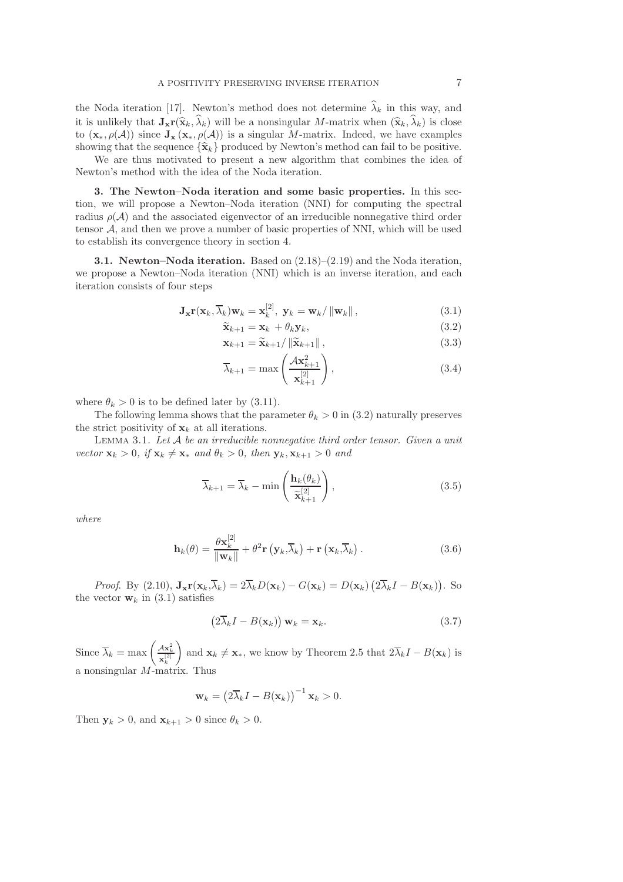the Noda iteration [17]. Newton's method does not determine $\widehat{\lambda}_k$ in this way, and it is unlikely that $\mathbf{J_x r}(\widehat{\mathbf{x}}_k, \widehat{\lambda}_k)$ will be a nonsingular $M$-matrix when $(\widehat{\mathbf{x}}_k, \widehat{\lambda}_k)$ is close to $(\mathbf{x}_*, \rho(\mathcal{A}))$ since $\mathbf{J_x}(\mathbf{x}_*, \rho(\mathcal{A}))$ is a singular $M$-matrix. Indeed, we have examples showing that the sequence $\{\widehat{\mathbf{x}}_k\}$ produced by Newton's method can fail to be positive.

We are thus motivated to present a new algorithm that combines the idea of Newton's method with the idea of the Noda iteration.

## 3. The Newton–Noda iteration and some basic properties.

In this section, we will propose a Newton–Noda iteration (NNI) for computing the spectral radius $\rho(\mathcal{A})$ and the associated eigenvector of an irreducible nonnegative third order tensor $\mathcal{A}$, and then we prove a number of basic properties of NNI, which will be used to establish its convergence theory in section 4.

### 3.1. Newton–Noda iteration.

Based on (2.18)–(2.19) and the Noda iteration, we propose a Newton–Noda iteration (NNI) which is an inverse iteration, and each iteration consists of four steps

$$\mathbf{J_x r}(\mathbf{x}_k, \overline{\lambda}_k)\mathbf{w}_k = \mathbf{x}_k^{[2]}, \ \mathbf{y}_k = \mathbf{w}_k / \|\mathbf{w}_k\|, \tag{3.1}$$

$$\widetilde{\mathbf{x}}_{k+1} = \mathbf{x}_k + \theta_k \mathbf{y}_k, \tag{3.2}$$

$$\mathbf{x}_{k+1} = \widetilde{\mathbf{x}}_{k+1} / \|\widetilde{\mathbf{x}}_{k+1}\|, \tag{3.3}$$

$$\overline{\lambda}_{k+1} = \max\left(\frac{\mathcal{A}\mathbf{x}_{k+1}^2}{\mathbf{x}_{k+1}^{[2]}}\right), \tag{3.4}$$

where $\theta_k > 0$ is to be defined later by (3.11).

The following lemma shows that the parameter $\theta_k > 0$ in (3.2) naturally preserves the strict positivity of $\mathbf{x}_k$ at all iterations.

Lemma 3.1. *Let $\mathcal{A}$ be an irreducible nonnegative third order tensor. Given a unit vector $\mathbf{x}_k > 0$, if $\mathbf{x}_k \neq \mathbf{x}_*$ and $\theta_k > 0$, then $\mathbf{y}_k, \mathbf{x}_{k+1} > 0$ and*

$$\overline{\lambda}_{k+1} = \overline{\lambda}_k - \min\left(\frac{\mathbf{h}_k(\theta_k)}{\widetilde{\mathbf{x}}_{k+1}^{[2]}}\right), \tag{3.5}$$

*where*

$$\mathbf{h}_k(\theta) = \frac{\theta \mathbf{x}_k^{[2]}}{\|\mathbf{w}_k\|} + \theta^2 \mathbf{r}\left(\mathbf{y}_k, \overline{\lambda}_k\right) + \mathbf{r}\left(\mathbf{x}_k, \overline{\lambda}_k\right). \tag{3.6}$$

*Proof.* By (2.10), $\mathbf{J_x r}(\mathbf{x}_k, \overline{\lambda}_k) = 2\overline{\lambda}_k D(\mathbf{x}_k) - G(\mathbf{x}_k) = D(\mathbf{x}_k)\left(2\overline{\lambda}_k I - B(\mathbf{x}_k)\right)$. So the vector $\mathbf{w}_k$ in (3.1) satisfies

$$\left(2\overline{\lambda}_k I - B(\mathbf{x}_k)\right)\mathbf{w}_k = \mathbf{x}_k. \tag{3.7}$$

Since $\overline{\lambda}_k = \max\left(\frac{\mathcal{A}\mathbf{x}_k^2}{\mathbf{x}_k^{[2]}}\right)$ and $\mathbf{x}_k \neq \mathbf{x}_*$, we know by Theorem 2.5 that $2\overline{\lambda}_k I - B(\mathbf{x}_k)$ is a nonsingular $M$-matrix. Thus

$$\mathbf{w}_k = \left(2\overline{\lambda}_k I - B(\mathbf{x}_k)\right)^{-1} \mathbf{x}_k > 0.$$

Then $\mathbf{y}_k > 0$, and $\mathbf{x}_{k+1} > 0$ since $\theta_k > 0$.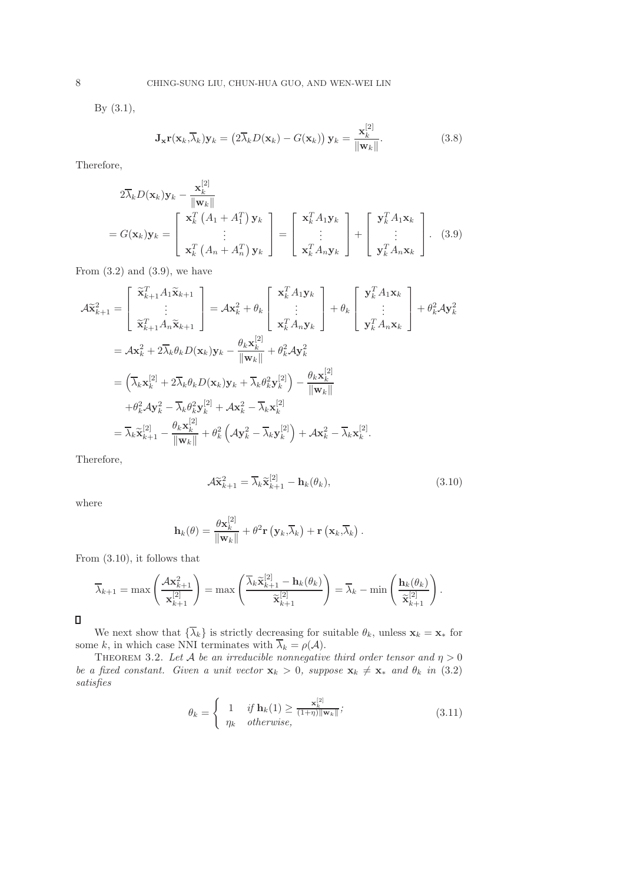By (3.1),

$$\mathbf{J_x r}(\mathbf{x}_k,\overline{\lambda}_k)\mathbf{y}_k = \left(2\overline{\lambda}_k D(\mathbf{x}_k) - G(\mathbf{x}_k)\right)\mathbf{y}_k = \frac{\mathbf{x}_k^{[2]}}{\|\mathbf{w}_k\|}. \tag{3.8}$$

Therefore,

$$\begin{aligned}
& 2\overline{\lambda}_k D(\mathbf{x}_k)\mathbf{y}_k - \frac{\mathbf{x}_k^{[2]}}{\|\mathbf{w}_k\|} \\
&= G(\mathbf{x}_k)\mathbf{y}_k = \begin{bmatrix} \mathbf{x}_k^T\left(A_1 + A_1^T\right)\mathbf{y}_k \\ \vdots \\ \mathbf{x}_k^T\left(A_n + A_n^T\right)\mathbf{y}_k \end{bmatrix} = \begin{bmatrix} \mathbf{x}_k^T A_1 \mathbf{y}_k \\ \vdots \\ \mathbf{x}_k^T A_n \mathbf{y}_k \end{bmatrix} + \begin{bmatrix} \mathbf{y}_k^T A_1 \mathbf{x}_k \\ \vdots \\ \mathbf{y}_k^T A_n \mathbf{x}_k \end{bmatrix}.
\end{aligned} \tag{3.9}$$

From (3.2) and (3.9), we have

$$\begin{aligned}
\mathcal{A}\widetilde{\mathbf{x}}_{k+1}^2 &= \begin{bmatrix} \widetilde{\mathbf{x}}_{k+1}^T A_1 \widetilde{\mathbf{x}}_{k+1} \\ \vdots \\ \widetilde{\mathbf{x}}_{k+1}^T A_n \widetilde{\mathbf{x}}_{k+1} \end{bmatrix} = \mathcal{A}\mathbf{x}_k^2 + \theta_k \begin{bmatrix} \mathbf{x}_k^T A_1 \mathbf{y}_k \\ \vdots \\ \mathbf{x}_k^T A_n \mathbf{y}_k \end{bmatrix} + \theta_k \begin{bmatrix} \mathbf{y}_k^T A_1 \mathbf{x}_k \\ \vdots \\ \mathbf{y}_k^T A_n \mathbf{x}_k \end{bmatrix} + \theta_k^2 \mathcal{A}\mathbf{y}_k^2 \\
&= \mathcal{A}\mathbf{x}_k^2 + 2\overline{\lambda}_k \theta_k D(\mathbf{x}_k)\mathbf{y}_k - \frac{\theta_k \mathbf{x}_k^{[2]}}{\|\mathbf{w}_k\|} + \theta_k^2 \mathcal{A}\mathbf{y}_k^2 \\
&= \left(\overline{\lambda}_k \mathbf{x}_k^{[2]} + 2\overline{\lambda}_k \theta_k D(\mathbf{x}_k)\mathbf{y}_k + \overline{\lambda}_k \theta_k^2 \mathbf{y}_k^{[2]}\right) - \frac{\theta_k \mathbf{x}_k^{[2]}}{\|\mathbf{w}_k\|} \\
&\quad + \theta_k^2 \mathcal{A}\mathbf{y}_k^2 - \overline{\lambda}_k \theta_k^2 \mathbf{y}_k^{[2]} + \mathcal{A}\mathbf{x}_k^2 - \overline{\lambda}_k \mathbf{x}_k^{[2]} \\
&= \overline{\lambda}_k \widetilde{\mathbf{x}}_{k+1}^{[2]} - \frac{\theta_k \mathbf{x}_k^{[2]}}{\|\mathbf{w}_k\|} + \theta_k^2\left(\mathcal{A}\mathbf{y}_k^2 - \overline{\lambda}_k \mathbf{y}_k^{[2]}\right) + \mathcal{A}\mathbf{x}_k^2 - \overline{\lambda}_k \mathbf{x}_k^{[2]}.
\end{aligned}$$

Therefore,

$$\mathcal{A}\widetilde{\mathbf{x}}_{k+1}^2 = \overline{\lambda}_k \widetilde{\mathbf{x}}_{k+1}^{[2]} - \mathbf{h}_k(\theta_k), \tag{3.10}$$

where

$$\mathbf{h}_k(\theta) = \frac{\theta \mathbf{x}_k^{[2]}}{\|\mathbf{w}_k\|} + \theta^2 \mathbf{r}\left(\mathbf{y}_k,\overline{\lambda}_k\right) + \mathbf{r}\left(\mathbf{x}_k,\overline{\lambda}_k\right).$$

From (3.10), it follows that

$$\overline{\lambda}_{k+1} = \max\left(\frac{\mathcal{A}\mathbf{x}_{k+1}^2}{\mathbf{x}_{k+1}^{[2]}}\right) = \max\left(\frac{\overline{\lambda}_k \widetilde{\mathbf{x}}_{k+1}^{[2]} - \mathbf{h}_k(\theta_k)}{\widetilde{\mathbf{x}}_{k+1}^{[2]}}\right) = \overline{\lambda}_k - \min\left(\frac{\mathbf{h}_k(\theta_k)}{\widetilde{\mathbf{x}}_{k+1}^{[2]}}\right).$$

□

We next show that $\{\overline{\lambda}_k\}$ is strictly decreasing for suitable $\theta_k$, unless $\mathbf{x}_k = \mathbf{x}_*$ for some $k$, in which case NNI terminates with $\overline{\lambda}_k = \rho(\mathcal{A})$.

THEOREM 3.2. *Let $\mathcal{A}$ be an irreducible nonnegative third order tensor and $\eta > 0$ be a fixed constant. Given a unit vector $\mathbf{x}_k > 0$, suppose $\mathbf{x}_k \neq \mathbf{x}_*$ and $\theta_k$ in (3.2) satisfies*

$$\theta_k = \begin{cases} 1 & \text{if } \mathbf{h}_k(1) \geq \frac{\mathbf{x}_k^{[2]}}{(1+\eta)\|\mathbf{w}_k\|}; \\ \eta_k & \text{otherwise}, \end{cases} \tag{3.11}$$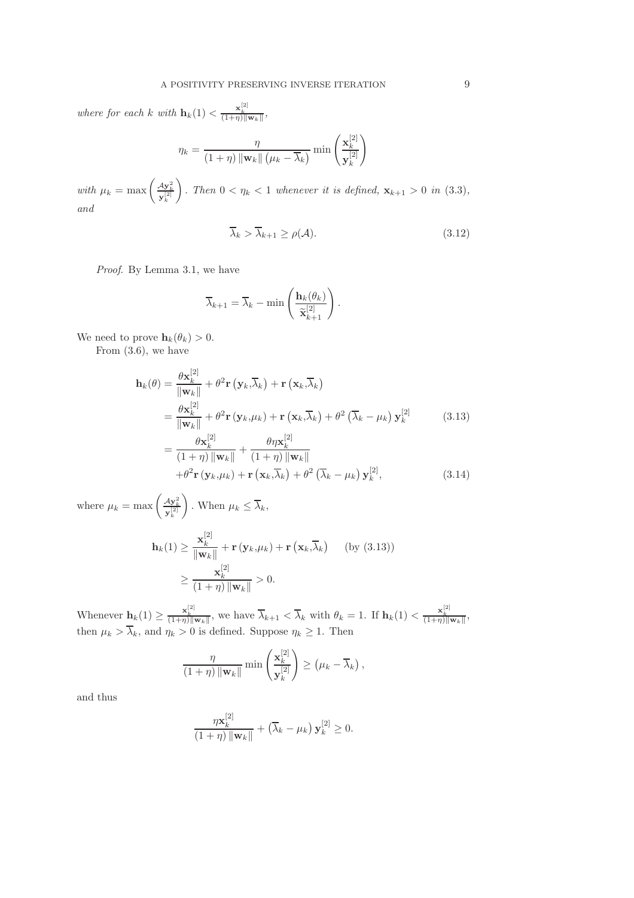*where for each $k$ with $\mathbf{h}_k(1) < \frac{\mathbf{x}_k^{[2]}}{(1+\eta)\|\mathbf{w}_k\|}$,*

$$\eta_k = \frac{\eta}{(1+\eta)\|\mathbf{w}_k\|\left(\mu_k - \overline{\lambda}_k\right)} \min\left(\frac{\mathbf{x}_k^{[2]}}{\mathbf{y}_k^{[2]}}\right)$$

*with $\mu_k = \max\left(\frac{\mathcal{A}\mathbf{y}_k^2}{\mathbf{y}_k^{[2]}}\right)$. Then $0 < \eta_k < 1$ whenever it is defined, $\mathbf{x}_{k+1} > 0$ in (3.3), and*

$$\overline{\lambda}_k > \overline{\lambda}_{k+1} \geq \rho(\mathcal{A}). \tag{3.12}$$

*Proof.* By Lemma 3.1, we have

$$\overline{\lambda}_{k+1} = \overline{\lambda}_k - \min\left(\frac{\mathbf{h}_k(\theta_k)}{\widetilde{\mathbf{x}}_{k+1}^{[2]}}\right).$$

We need to prove $\mathbf{h}_k(\theta_k) > 0$.

From (3.6), we have

$$\begin{aligned}
\mathbf{h}_k(\theta) &= \frac{\theta \mathbf{x}_k^{[2]}}{\|\mathbf{w}_k\|} + \theta^2 \mathbf{r}\left(\mathbf{y}_k,\overline{\lambda}_k\right) + \mathbf{r}\left(\mathbf{x}_k,\overline{\lambda}_k\right) \\
&= \frac{\theta \mathbf{x}_k^{[2]}}{\|\mathbf{w}_k\|} + \theta^2 \mathbf{r}\left(\mathbf{y}_k,\mu_k\right) + \mathbf{r}\left(\mathbf{x}_k,\overline{\lambda}_k\right) + \theta^2\left(\overline{\lambda}_k - \mu_k\right)\mathbf{y}_k^{[2]} \qquad (3.13)\\
&= \frac{\theta \mathbf{x}_k^{[2]}}{(1+\eta)\|\mathbf{w}_k\|} + \frac{\theta\eta \mathbf{x}_k^{[2]}}{(1+\eta)\|\mathbf{w}_k\|} \\
&\quad + \theta^2 \mathbf{r}\left(\mathbf{y}_k,\mu_k\right) + \mathbf{r}\left(\mathbf{x}_k,\overline{\lambda}_k\right) + \theta^2\left(\overline{\lambda}_k - \mu_k\right)\mathbf{y}_k^{[2]}, \qquad (3.14)
\end{aligned}$$

where $\mu_k = \max\left(\frac{\mathcal{A}\mathbf{y}_k^2}{\mathbf{y}_k^{[2]}}\right)$. When $\mu_k \leq \overline{\lambda}_k$,

$$\begin{aligned}
\mathbf{h}_k(1) &\geq \frac{\mathbf{x}_k^{[2]}}{\|\mathbf{w}_k\|} + \mathbf{r}\left(\mathbf{y}_k,\mu_k\right) + \mathbf{r}\left(\mathbf{x}_k,\overline{\lambda}_k\right) \qquad \text{(by (3.13))}\\
&\geq \frac{\mathbf{x}_k^{[2]}}{(1+\eta)\|\mathbf{w}_k\|} > 0.
\end{aligned}$$

Whenever $\mathbf{h}_k(1) \geq \frac{\mathbf{x}_k^{[2]}}{(1+\eta)\|\mathbf{w}_k\|}$, we have $\overline{\lambda}_{k+1} < \overline{\lambda}_k$ with $\theta_k = 1$. If $\mathbf{h}_k(1) < \frac{\mathbf{x}_k^{[2]}}{(1+\eta)\|\mathbf{w}_k\|}$, then $\mu_k > \overline{\lambda}_k$, and $\eta_k > 0$ is defined. Suppose $\eta_k \geq 1$. Then

$$\frac{\eta}{(1+\eta)\|\mathbf{w}_k\|} \min\left(\frac{\mathbf{x}_k^{[2]}}{\mathbf{y}_k^{[2]}}\right) \geq \left(\mu_k - \overline{\lambda}_k\right),$$

and thus

$$\frac{\eta \mathbf{x}_k^{[2]}}{(1+\eta)\|\mathbf{w}_k\|} + \left(\overline{\lambda}_k - \mu_k\right)\mathbf{y}_k^{[2]} \geq 0.$$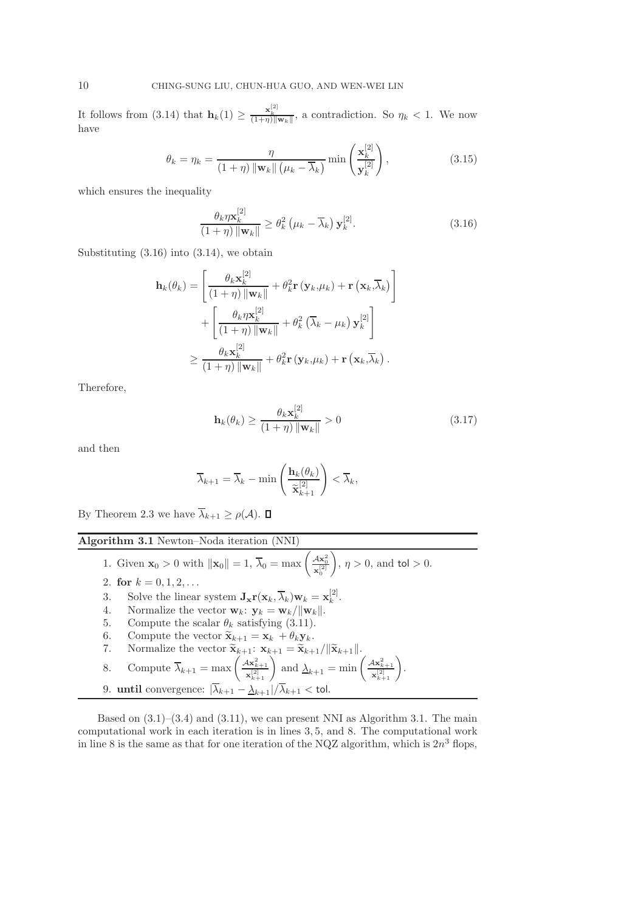It follows from (3.14) that $\mathbf{h}_k(1) \geq \frac{\mathbf{x}_k^{[2]}}{(1+\eta)\|\mathbf{w}_k\|}$, a contradiction. So $\eta_k < 1$. We now have

$$\theta_k = \eta_k = \frac{\eta}{(1+\eta)\|\mathbf{w}_k\|\left(\mu_k - \overline{\lambda}_k\right)} \min\left(\frac{\mathbf{x}_k^{[2]}}{\mathbf{y}_k^{[2]}}\right), \tag{3.15}$$

which ensures the inequality

$$\frac{\theta_k \eta \mathbf{x}_k^{[2]}}{(1+\eta)\|\mathbf{w}_k\|} \geq \theta_k^2 \left(\mu_k - \overline{\lambda}_k\right) \mathbf{y}_k^{[2]}. \tag{3.16}$$

Substituting (3.16) into (3.14), we obtain

$$\begin{aligned}
\mathbf{h}_k(\theta_k) &= \left[\frac{\theta_k \mathbf{x}_k^{[2]}}{(1+\eta)\|\mathbf{w}_k\|} + \theta_k^2 \mathbf{r}\left(\mathbf{y}_k,\mu_k\right) + \mathbf{r}\left(\mathbf{x}_k,\overline{\lambda}_k\right)\right] \\
&\quad + \left[\frac{\theta_k \eta \mathbf{x}_k^{[2]}}{(1+\eta)\|\mathbf{w}_k\|} + \theta_k^2 \left(\overline{\lambda}_k - \mu_k\right) \mathbf{y}_k^{[2]}\right] \\
&\geq \frac{\theta_k \mathbf{x}_k^{[2]}}{(1+\eta)\|\mathbf{w}_k\|} + \theta_k^2 \mathbf{r}\left(\mathbf{y}_k,\mu_k\right) + \mathbf{r}\left(\mathbf{x}_k,\overline{\lambda}_k\right).
\end{aligned}$$

Therefore,

$$\mathbf{h}_k(\theta_k) \geq \frac{\theta_k \mathbf{x}_k^{[2]}}{(1+\eta)\|\mathbf{w}_k\|} > 0 \tag{3.17}$$

and then

$$\overline{\lambda}_{k+1} = \overline{\lambda}_k - \min\left(\frac{\mathbf{h}_k(\theta_k)}{\widetilde{\mathbf{x}}_{k+1}^{[2]}}\right) < \overline{\lambda}_k,$$

By Theorem 2.3 we have $\overline{\lambda}_{k+1} \geq \rho(\mathcal{A})$. $\square$

**Algorithm 3.1** Newton–Noda iteration (NNI)

1. Given $\mathbf{x}_0 > 0$ with $\|\mathbf{x}_0\| = 1$, $\overline{\lambda}_0 = \max\left(\frac{\mathcal{A}\mathbf{x}_0^2}{\mathbf{x}_0^{[2]}}\right)$, $\eta > 0$, and $\mathsf{tol} > 0$.
2. **for** $k = 0, 1, 2, \ldots$
3. Solve the linear system $\mathbf{J}_{\mathbf{x}}\mathbf{r}(\mathbf{x}_k, \overline{\lambda}_k)\mathbf{w}_k = \mathbf{x}_k^{[2]}$.
4. Normalize the vector $\mathbf{w}_k$: $\mathbf{y}_k = \mathbf{w}_k/\|\mathbf{w}_k\|$.
5. Compute the scalar $\theta_k$ satisfying (3.11).
6. Compute the vector $\widetilde{\mathbf{x}}_{k+1} = \mathbf{x}_k + \theta_k \mathbf{y}_k$.
7. Normalize the vector $\widetilde{\mathbf{x}}_{k+1}$: $\mathbf{x}_{k+1} = \widetilde{\mathbf{x}}_{k+1}/\|\widetilde{\mathbf{x}}_{k+1}\|$.
8. Compute $\overline{\lambda}_{k+1} = \max\left(\frac{\mathcal{A}\mathbf{x}_{k+1}^2}{\mathbf{x}_{k+1}^{[2]}}\right)$ and $\underline{\lambda}_{k+1} = \min\left(\frac{\mathcal{A}\mathbf{x}_{k+1}^2}{\mathbf{x}_{k+1}^{[2]}}\right)$.
9. **until** convergence: $|\overline{\lambda}_{k+1} - \underline{\lambda}_{k+1}|/\overline{\lambda}_{k+1} < \mathsf{tol}$.

Based on (3.1)–(3.4) and (3.11), we can present NNI as Algorithm 3.1. The main computational work in each iteration is in lines 3, 5, and 8. The computational work in line 8 is the same as that for one iteration of the NQZ algorithm, which is $2n^3$ flops,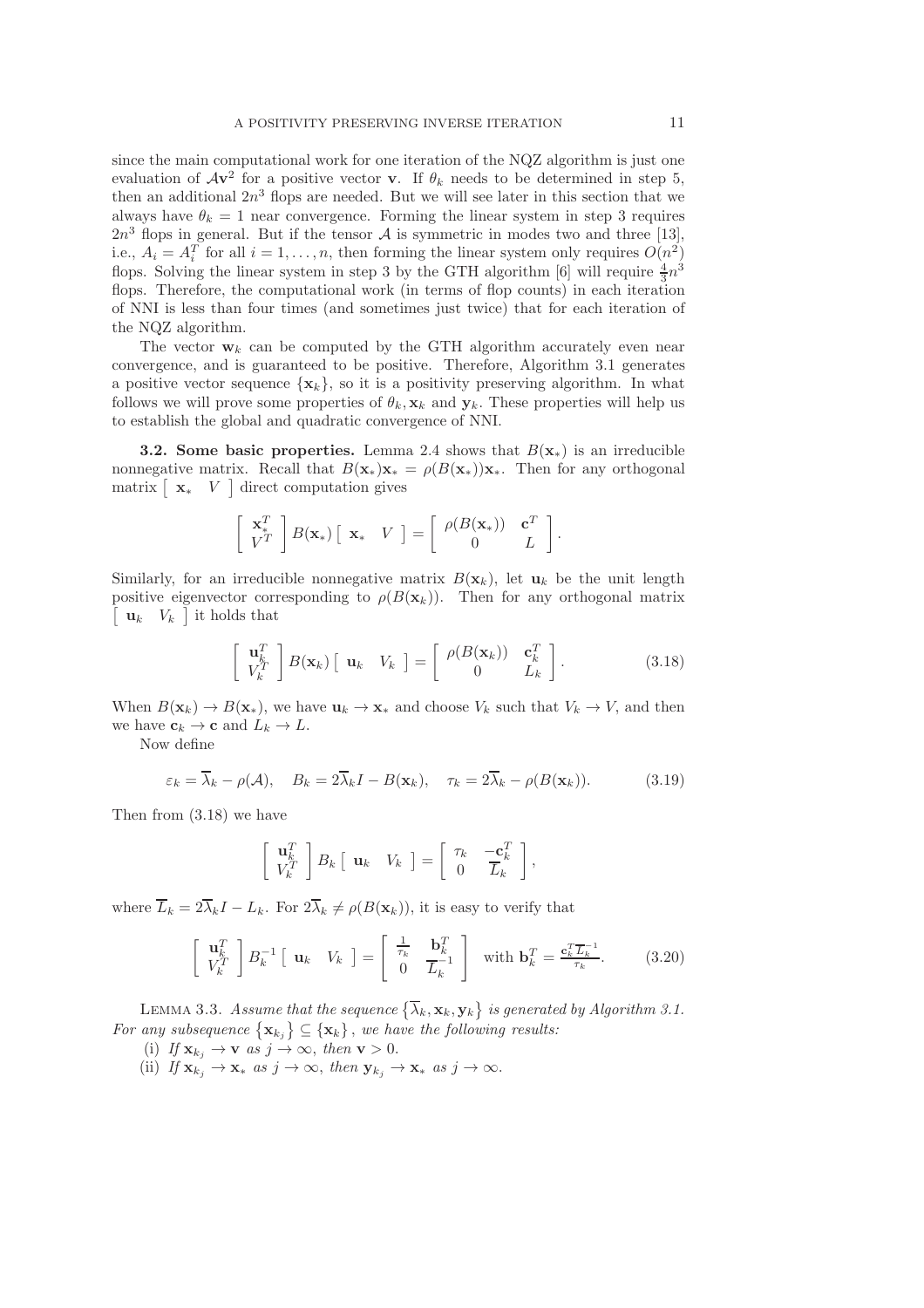since the main computational work for one iteration of the NQZ algorithm is just one evaluation of $\mathcal{A}\mathbf{v}^2$ for a positive vector $\mathbf{v}$. If $\theta_k$ needs to be determined in step 5, then an additional $2n^3$ flops are needed. But we will see later in this section that we always have $\theta_k = 1$ near convergence. Forming the linear system in step 3 requires $2n^3$ flops in general. But if the tensor $\mathcal{A}$ is symmetric in modes two and three [13], i.e., $A_i = A_i^T$ for all $i = 1, \ldots, n$, then forming the linear system only requires $O(n^2)$ flops. Solving the linear system in step 3 by the GTH algorithm [6] will require $\frac{4}{3}n^3$ flops. Therefore, the computational work (in terms of flop counts) in each iteration of NNI is less than four times (and sometimes just twice) that for each iteration of the NQZ algorithm.

The vector $\mathbf{w}_k$ can be computed by the GTH algorithm accurately even near convergence, and is guaranteed to be positive. Therefore, Algorithm 3.1 generates a positive vector sequence $\{\mathbf{x}_k\}$, so it is a positivity preserving algorithm. In what follows we will prove some properties of $\theta_k, \mathbf{x}_k$ and $\mathbf{y}_k$. These properties will help us to establish the global and quadratic convergence of NNI.

**3.2. Some basic properties.** Lemma 2.4 shows that $B(\mathbf{x}_*)$ is an irreducible nonnegative matrix. Recall that $B(\mathbf{x}_*)\mathbf{x}_* = \rho(B(\mathbf{x}_*))\mathbf{x}_*$. Then for any orthogonal matrix $\begin{bmatrix} \mathbf{x}_* & V \end{bmatrix}$ direct computation gives

$$\begin{bmatrix} \mathbf{x}_*^T \\ V^T \end{bmatrix} B(\mathbf{x}_*) \begin{bmatrix} \mathbf{x}_* & V \end{bmatrix} = \begin{bmatrix} \rho(B(\mathbf{x}_*)) & \mathbf{c}^T \\ 0 & L \end{bmatrix}.$$

Similarly, for an irreducible nonnegative matrix $B(\mathbf{x}_k)$, let $\mathbf{u}_k$ be the unit length positive eigenvector corresponding to $\rho(B(\mathbf{x}_k))$. Then for any orthogonal matrix $\begin{bmatrix} \mathbf{u}_k & V_k \end{bmatrix}$ it holds that

$$\begin{bmatrix} \mathbf{u}_k^T \\ V_k^T \end{bmatrix} B(\mathbf{x}_k) \begin{bmatrix} \mathbf{u}_k & V_k \end{bmatrix} = \begin{bmatrix} \rho(B(\mathbf{x}_k)) & \mathbf{c}_k^T \\ 0 & L_k \end{bmatrix}. \tag{3.18}$$

When $B(\mathbf{x}_k) \to B(\mathbf{x}_*)$, we have $\mathbf{u}_k \to \mathbf{x}_*$ and choose $V_k$ such that $V_k \to V$, and then we have $\mathbf{c}_k \to \mathbf{c}$ and $L_k \to L$.

Now define

$$\varepsilon_k = \overline{\lambda}_k - \rho(\mathcal{A}), \quad B_k = 2\overline{\lambda}_k I - B(\mathbf{x}_k), \quad \tau_k = 2\overline{\lambda}_k - \rho(B(\mathbf{x}_k)). \tag{3.19}$$

Then from (3.18) we have

$$\begin{bmatrix} \mathbf{u}_k^T \\ V_k^T \end{bmatrix} B_k \begin{bmatrix} \mathbf{u}_k & V_k \end{bmatrix} = \begin{bmatrix} \tau_k & -\mathbf{c}_k^T \\ 0 & \overline{L}_k \end{bmatrix},$$

where $\overline{L}_k = 2\overline{\lambda}_k I - L_k$. For $2\overline{\lambda}_k \neq \rho(B(\mathbf{x}_k))$, it is easy to verify that

$$\begin{bmatrix} \mathbf{u}_k^T \\ V_k^T \end{bmatrix} B_k^{-1} \begin{bmatrix} \mathbf{u}_k & V_k \end{bmatrix} = \begin{bmatrix} \frac{1}{\tau_k} & \mathbf{b}_k^T \\ 0 & \overline{L}_k^{-1} \end{bmatrix} \quad \text{with } \mathbf{b}_k^T = \frac{\mathbf{c}_k^T \overline{L}_k^{-1}}{\tau_k}. \tag{3.20}$$

LEMMA 3.3. *Assume that the sequence $\{\overline{\lambda}_k, \mathbf{x}_k, \mathbf{y}_k\}$ is generated by Algorithm 3.1. For any subsequence $\{\mathbf{x}_{k_j}\} \subseteq \{\mathbf{x}_k\}$, we have the following results:*

(i) *If $\mathbf{x}_{k_j} \to \mathbf{v}$ as $j \to \infty$, then $\mathbf{v} > 0$.*

(ii) *If $\mathbf{x}_{k_j} \to \mathbf{x}_*$ as $j \to \infty$, then $\mathbf{y}_{k_j} \to \mathbf{x}_*$ as $j \to \infty$.*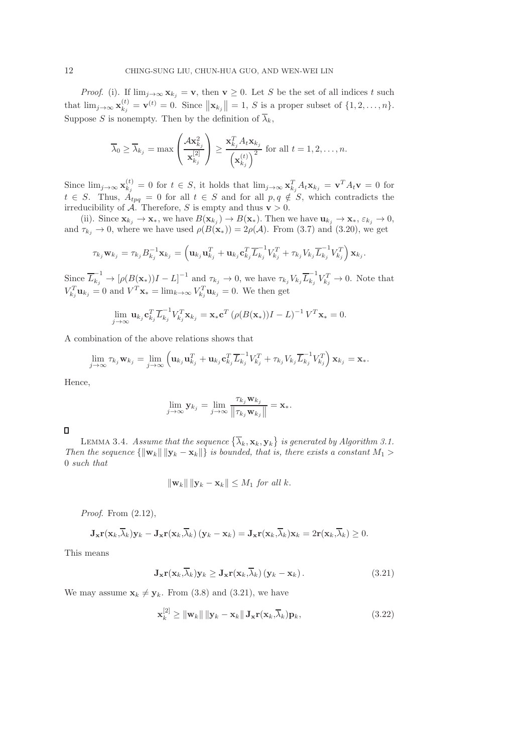*Proof*. (i). If $\lim_{j\to\infty} \mathbf{x}_{k_j} = \mathbf{v}$, then $\mathbf{v} \geq 0$. Let $S$ be the set of all indices $t$ such that $\lim_{j\to\infty} \mathbf{x}_{k_j}^{(t)} = \mathbf{v}^{(t)} = 0$. Since $\|\mathbf{x}_{k_j}\| = 1$, $S$ is a proper subset of $\{1, 2, \ldots, n\}$. Suppose $S$ is nonempty. Then by the definition of $\overline{\lambda}_k$,

$$\overline{\lambda}_0 \geq \overline{\lambda}_{k_j} = \max\left(\frac{\mathcal{A}\mathbf{x}_{k_j}^2}{\mathbf{x}_{k_j}^{[2]}}\right) \geq \frac{\mathbf{x}_{k_j}^T A_t \mathbf{x}_{k_j}}{\left(\mathbf{x}_{k_j}^{(t)}\right)^2} \text{ for all } t = 1, 2, \ldots, n.$$

Since $\lim_{j\to\infty} \mathbf{x}_{k_j}^{(t)} = 0$ for $t \in S$, it holds that $\lim_{j\to\infty} \mathbf{x}_{k_j}^T A_t \mathbf{x}_{k_j} = \mathbf{v}^T A_t \mathbf{v} = 0$ for $t \in S$. Thus, $A_{tpq} = 0$ for all $t \in S$ and for all $p, q \notin S$, which contradicts the irreducibility of $\mathcal{A}$. Therefore, $S$ is empty and thus $\mathbf{v} > 0$.

(ii). Since $\mathbf{x}_{k_j} \to \mathbf{x}_*$, we have $B(\mathbf{x}_{k_j}) \to B(\mathbf{x}_*)$. Then we have $\mathbf{u}_{k_j} \to \mathbf{x}_*$, $\varepsilon_{k_j} \to 0$, and $\tau_{k_j} \to 0$, where we have used $\rho(B(\mathbf{x}_*)) = 2\rho(\mathcal{A})$. From (3.7) and (3.20), we get

$$\tau_{k_j}\mathbf{w}_{k_j} = \tau_{k_j} B_{k_j}^{-1}\mathbf{x}_{k_j} = \left(\mathbf{u}_{k_j}\mathbf{u}_{k_j}^T + \mathbf{u}_{k_j}\mathbf{c}_{k_j}^T \overline{L}_{k_j}^{-1} V_{k_j}^T + \tau_{k_j} V_{k_j} \overline{L}_{k_j}^{-1} V_{k_j}^T\right)\mathbf{x}_{k_j}.$$

Since $\overline{L}_{k_j}^{-1} \to [\rho(B(\mathbf{x}_*))I - L]^{-1}$ and $\tau_{k_j} \to 0$, we have $\tau_{k_j} V_{k_j} \overline{L}_{k_j}^{-1} V_{k_j}^T \to 0$. Note that $V_{k_j}^T \mathbf{u}_{k_j} = 0$ and $V^T \mathbf{x}_* = \lim_{k\to\infty} V_{k_j}^T \mathbf{u}_{k_j} = 0$. We then get

$$\lim_{j\to\infty} \mathbf{u}_{k_j}\mathbf{c}_{k_j}^T \overline{L}_{k_j}^{-1} V_{k_j}^T \mathbf{x}_{k_j} = \mathbf{x}_* \mathbf{c}^T \left(\rho(B(\mathbf{x}_*))I - L\right)^{-1} V^T \mathbf{x}_* = 0.$$

A combination of the above relations shows that

$$\lim_{j\to\infty} \tau_{k_j}\mathbf{w}_{k_j} = \lim_{j\to\infty}\left(\mathbf{u}_{k_j}\mathbf{u}_{k_j}^T + \mathbf{u}_{k_j}\mathbf{c}_{k_j}^T \overline{L}_{k_j}^{-1} V_{k_j}^T + \tau_{k_j} V_{k_j} \overline{L}_{k_j}^{-1} V_{k_j}^T\right)\mathbf{x}_{k_j} = \mathbf{x}_*.$$

Hence,

$$\lim_{j\to\infty} \mathbf{y}_{k_j} = \lim_{j\to\infty} \frac{\tau_{k_j}\mathbf{w}_{k_j}}{\left\|\tau_{k_j}\mathbf{w}_{k_j}\right\|} = \mathbf{x}_*.$$

□

LEMMA 3.4. *Assume that the sequence $\{\overline{\lambda}_k, \mathbf{x}_k, \mathbf{y}_k\}$ is generated by Algorithm 3.1. Then the sequence $\{\|\mathbf{w}_k\| \|\mathbf{y}_k - \mathbf{x}_k\|\}$ is bounded, that is, there exists a constant $M_1 > 0$ such that*

$$\|\mathbf{w}_k\| \|\mathbf{y}_k - \mathbf{x}_k\| \leq M_1 \text{ for all } k.$$

*Proof*. From (2.12),

$$\mathbf{J_x r}(\mathbf{x}_k, \overline{\lambda}_k)\mathbf{y}_k - \mathbf{J_x r}(\mathbf{x}_k, \overline{\lambda}_k)(\mathbf{y}_k - \mathbf{x}_k) = \mathbf{J_x r}(\mathbf{x}_k, \overline{\lambda}_k)\mathbf{x}_k = 2\mathbf{r}(\mathbf{x}_k, \overline{\lambda}_k) \geq 0.$$

This means

$$\mathbf{J_x r}(\mathbf{x}_k, \overline{\lambda}_k)\mathbf{y}_k \geq \mathbf{J_x r}(\mathbf{x}_k, \overline{\lambda}_k)(\mathbf{y}_k - \mathbf{x}_k). \tag{3.21}$$

We may assume $\mathbf{x}_k \neq \mathbf{y}_k$. From (3.8) and (3.21), we have

$$\mathbf{x}_k^{[2]} \geq \|\mathbf{w}_k\| \|\mathbf{y}_k - \mathbf{x}_k\| \mathbf{J_x r}(\mathbf{x}_k, \overline{\lambda}_k)\mathbf{p}_k, \tag{3.22}$$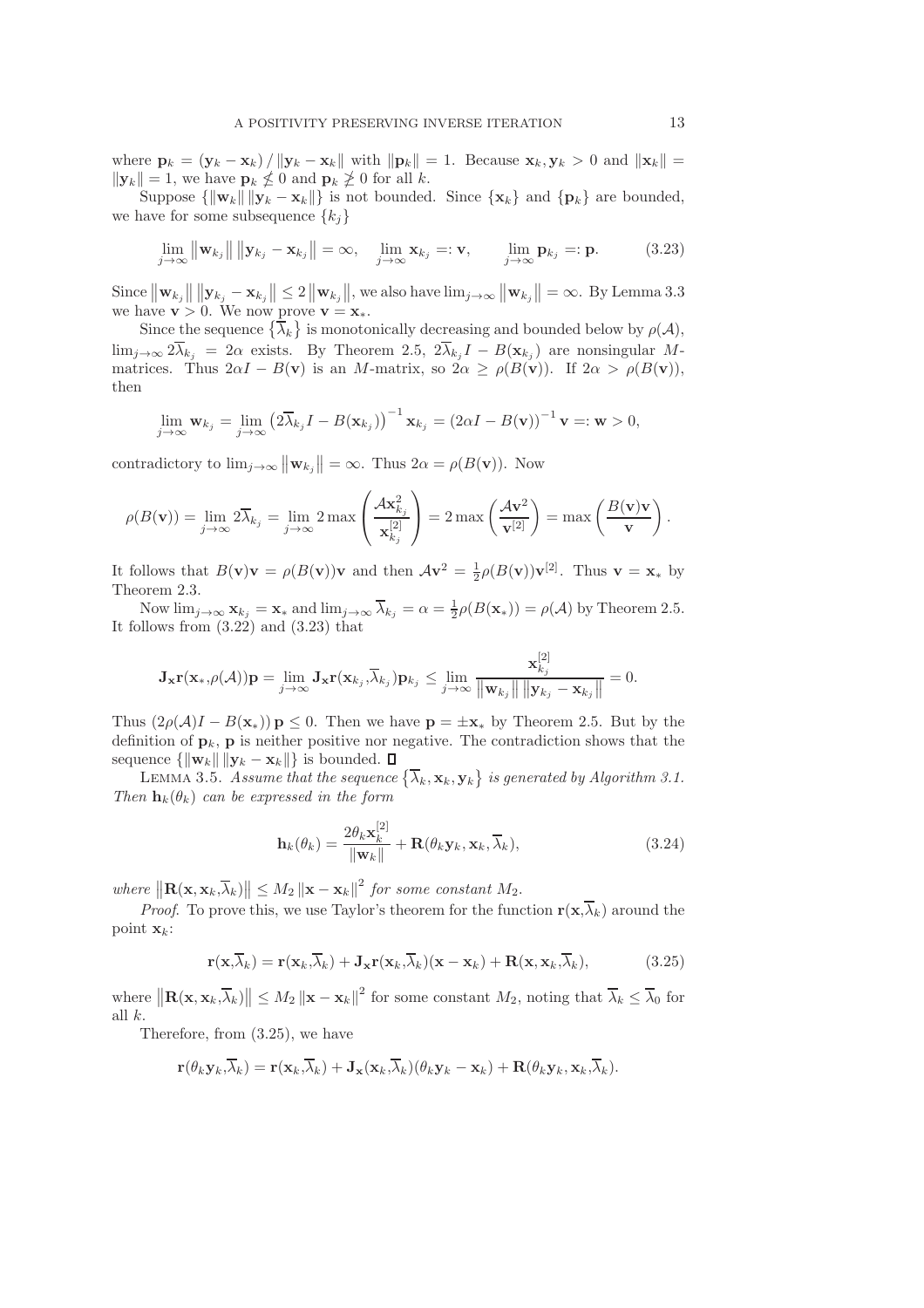where $\mathbf{p}_k = (\mathbf{y}_k - \mathbf{x}_k) / \|\mathbf{y}_k - \mathbf{x}_k\|$ with $\|\mathbf{p}_k\| = 1$. Because $\mathbf{x}_k, \mathbf{y}_k > 0$ and $\|\mathbf{x}_k\| = \|\mathbf{y}_k\| = 1$, we have $\mathbf{p}_k \not\leq 0$ and $\mathbf{p}_k \not\geq 0$ for all $k$.

Suppose $\{\|\mathbf{w}_k\| \|\mathbf{y}_k - \mathbf{x}_k\|\}$ is not bounded. Since $\{\mathbf{x}_k\}$ and $\{\mathbf{p}_k\}$ are bounded, we have for some subsequence $\{k_j\}$

$$\lim_{j\to\infty} \|\mathbf{w}_{k_j}\| \|\mathbf{y}_{k_j} - \mathbf{x}_{k_j}\| = \infty, \quad \lim_{j\to\infty} \mathbf{x}_{k_j} =: \mathbf{v}, \qquad \lim_{j\to\infty} \mathbf{p}_{k_j} =: \mathbf{p}. \tag{3.23}$$

Since $\|\mathbf{w}_{k_j}\| \|\mathbf{y}_{k_j} - \mathbf{x}_{k_j}\| \leq 2\|\mathbf{w}_{k_j}\|$, we also have $\lim_{j\to\infty} \|\mathbf{w}_{k_j}\| = \infty$. By Lemma 3.3 we have $\mathbf{v} > 0$. We now prove $\mathbf{v} = \mathbf{x}_*$.

Since the sequence $\{\overline{\lambda}_k\}$ is monotonically decreasing and bounded below by $\rho(\mathcal{A})$, $\lim_{j\to\infty} 2\overline{\lambda}_{k_j} = 2\alpha$ exists. By Theorem 2.5, $2\overline{\lambda}_{k_j} I - B(\mathbf{x}_{k_j})$ are nonsingular $M$-matrices. Thus $2\alpha I - B(\mathbf{v})$ is an $M$-matrix, so $2\alpha \geq \rho(B(\mathbf{v}))$. If $2\alpha > \rho(B(\mathbf{v}))$, then

$$\lim_{j\to\infty} \mathbf{w}_{k_j} = \lim_{j\to\infty} \left(2\overline{\lambda}_{k_j} I - B(\mathbf{x}_{k_j})\right)^{-1} \mathbf{x}_{k_j} = \left(2\alpha I - B(\mathbf{v})\right)^{-1} \mathbf{v} =: \mathbf{w} > 0,$$

contradictory to $\lim_{j\to\infty} \|\mathbf{w}_{k_j}\| = \infty$. Thus $2\alpha = \rho(B(\mathbf{v}))$. Now

$$\rho(B(\mathbf{v})) = \lim_{j\to\infty} 2\overline{\lambda}_{k_j} = \lim_{j\to\infty} 2\max\left(\frac{\mathcal{A}\mathbf{x}_{k_j}^2}{\mathbf{x}_{k_j}^{[2]}}\right) = 2\max\left(\frac{\mathcal{A}\mathbf{v}^2}{\mathbf{v}^{[2]}}\right) = \max\left(\frac{B(\mathbf{v})\mathbf{v}}{\mathbf{v}}\right).$$

It follows that $B(\mathbf{v})\mathbf{v} = \rho(B(\mathbf{v}))\mathbf{v}$ and then $\mathcal{A}\mathbf{v}^2 = \frac{1}{2}\rho(B(\mathbf{v}))\mathbf{v}^{[2]}$. Thus $\mathbf{v} = \mathbf{x}_*$ by Theorem 2.3.

Now $\lim_{j\to\infty} \mathbf{x}_{k_j} = \mathbf{x}_*$ and $\lim_{j\to\infty} \overline{\lambda}_{k_j} = \alpha = \frac{1}{2}\rho(B(\mathbf{x}_*)) = \rho(\mathcal{A})$ by Theorem 2.5. It follows from (3.22) and (3.23) that

$$\mathbf{J}_\mathbf{x}\mathbf{r}(\mathbf{x}_*, \rho(\mathcal{A}))\mathbf{p} = \lim_{j\to\infty} \mathbf{J}_\mathbf{x}\mathbf{r}(\mathbf{x}_{k_j}, \overline{\lambda}_{k_j})\mathbf{p}_{k_j} \leq \lim_{j\to\infty} \frac{\mathbf{x}_{k_j}^{[2]}}{\|\mathbf{w}_{k_j}\| \|\mathbf{y}_{k_j} - \mathbf{x}_{k_j}\|} = 0.$$

Thus $(2\rho(\mathcal{A})I - B(\mathbf{x}_*))\,\mathbf{p} \leq 0$. Then we have $\mathbf{p} = \pm\mathbf{x}_*$ by Theorem 2.5. But by the definition of $\mathbf{p}_k$, $\mathbf{p}$ is neither positive nor negative. The contradiction shows that the sequence $\{\|\mathbf{w}_k\| \|\mathbf{y}_k - \mathbf{x}_k\|\}$ is bounded. ∎

LEMMA 3.5. *Assume that the sequence $\{\overline{\lambda}_k, \mathbf{x}_k, \mathbf{y}_k\}$ is generated by Algorithm 3.1. Then $\mathbf{h}_k(\theta_k)$ can be expressed in the form*

$$\mathbf{h}_k(\theta_k) = \frac{2\theta_k \mathbf{x}_k^{[2]}}{\|\mathbf{w}_k\|} + \mathbf{R}(\theta_k\mathbf{y}_k, \mathbf{x}_k, \overline{\lambda}_k), \tag{3.24}$$

*where $\|\mathbf{R}(\mathbf{x}, \mathbf{x}_k, \overline{\lambda}_k)\| \leq M_2 \|\mathbf{x} - \mathbf{x}_k\|^2$ for some constant $M_2$.*

*Proof.* To prove this, we use Taylor's theorem for the function $\mathbf{r}(\mathbf{x}, \overline{\lambda}_k)$ around the point $\mathbf{x}_k$:

$$\mathbf{r}(\mathbf{x}, \overline{\lambda}_k) = \mathbf{r}(\mathbf{x}_k, \overline{\lambda}_k) + \mathbf{J}_\mathbf{x}\mathbf{r}(\mathbf{x}_k, \overline{\lambda}_k)(\mathbf{x} - \mathbf{x}_k) + \mathbf{R}(\mathbf{x}, \mathbf{x}_k, \overline{\lambda}_k), \tag{3.25}$$

where $\|\mathbf{R}(\mathbf{x}, \mathbf{x}_k, \overline{\lambda}_k)\| \leq M_2 \|\mathbf{x} - \mathbf{x}_k\|^2$ for some constant $M_2$, noting that $\overline{\lambda}_k \leq \overline{\lambda}_0$ for all $k$.

Therefore, from (3.25), we have

$$\mathbf{r}(\theta_k\mathbf{y}_k, \overline{\lambda}_k) = \mathbf{r}(\mathbf{x}_k, \overline{\lambda}_k) + \mathbf{J}_\mathbf{x}(\mathbf{x}_k, \overline{\lambda}_k)(\theta_k\mathbf{y}_k - \mathbf{x}_k) + \mathbf{R}(\theta_k\mathbf{y}_k, \mathbf{x}_k, \overline{\lambda}_k).$$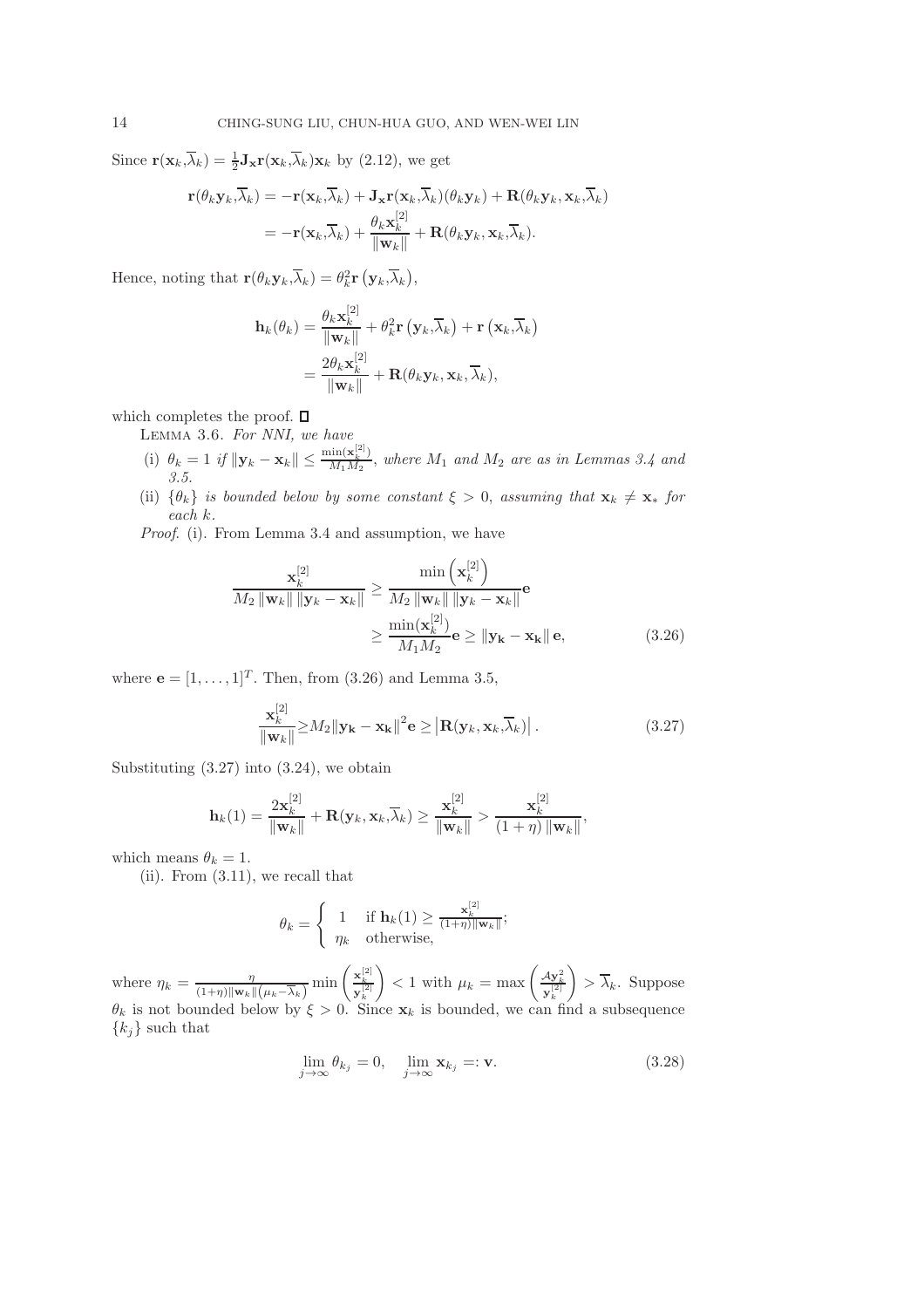Since $\mathbf{r}(\mathbf{x}_k,\overline{\lambda}_k) = \frac{1}{2}\mathbf{J}_\mathbf{x}\mathbf{r}(\mathbf{x}_k,\overline{\lambda}_k)\mathbf{x}_k$ by (2.12), we get

$$
\begin{aligned}
\mathbf{r}(\theta_k\mathbf{y}_k,\overline{\lambda}_k) &= -\mathbf{r}(\mathbf{x}_k,\overline{\lambda}_k) + \mathbf{J}_\mathbf{x}\mathbf{r}(\mathbf{x}_k,\overline{\lambda}_k)(\theta_k\mathbf{y}_k) + \mathbf{R}(\theta_k\mathbf{y}_k,\mathbf{x}_k,\overline{\lambda}_k) \\
&= -\mathbf{r}(\mathbf{x}_k,\overline{\lambda}_k) + \frac{\theta_k\mathbf{x}_k^{[2]}}{\|\mathbf{w}_k\|} + \mathbf{R}(\theta_k\mathbf{y}_k,\mathbf{x}_k,\overline{\lambda}_k).
\end{aligned}
$$

Hence, noting that $\mathbf{r}(\theta_k\mathbf{y}_k,\overline{\lambda}_k) = \theta_k^2\mathbf{r}\left(\mathbf{y}_k,\overline{\lambda}_k\right)$,

$$
\begin{aligned}
\mathbf{h}_k(\theta_k) &= \frac{\theta_k\mathbf{x}_k^{[2]}}{\|\mathbf{w}_k\|} + \theta_k^2\mathbf{r}\left(\mathbf{y}_k,\overline{\lambda}_k\right) + \mathbf{r}\left(\mathbf{x}_k,\overline{\lambda}_k\right) \\
&= \frac{2\theta_k\mathbf{x}_k^{[2]}}{\|\mathbf{w}_k\|} + \mathbf{R}(\theta_k\mathbf{y}_k,\mathbf{x}_k,\overline{\lambda}_k),
\end{aligned}
$$

which completes the proof. $\square$

Lemma 3.6. *For NNI, we have*

(i) $\theta_k = 1$ *if* $\|\mathbf{y}_k - \mathbf{x}_k\| \leq \frac{\min(\mathbf{x}_k^{[2]})}{M_1 M_2}$, *where* $M_1$ *and* $M_2$ *are as in Lemmas 3.4 and 3.5.*

(ii) $\{\theta_k\}$ *is bounded below by some constant* $\xi > 0$, *assuming that* $\mathbf{x}_k \neq \mathbf{x}_*$ *for each* $k$.

*Proof.* (i). From Lemma 3.4 and assumption, we have

$$
\begin{aligned}
\frac{\mathbf{x}_k^{[2]}}{M_2\|\mathbf{w}_k\|\,\|\mathbf{y}_k - \mathbf{x}_k\|} &\geq \frac{\min\left(\mathbf{x}_k^{[2]}\right)}{M_2\|\mathbf{w}_k\|\,\|\mathbf{y}_k - \mathbf{x}_k\|}\mathbf{e} \\
&\geq \frac{\min(\mathbf{x}_k^{[2]})}{M_1 M_2}\mathbf{e} \geq \|\mathbf{y_k} - \mathbf{x_k}\|\,\mathbf{e},
\end{aligned}
\tag{3.26}
$$

where $\mathbf{e} = [1,\ldots,1]^T$. Then, from (3.26) and Lemma 3.5,

$$
\frac{\mathbf{x}_k^{[2]}}{\|\mathbf{w}_k\|} \geq M_2\|\mathbf{y_k} - \mathbf{x_k}\|^2\mathbf{e} \geq \left|\mathbf{R}(\mathbf{y}_k,\mathbf{x}_k,\overline{\lambda}_k)\right|. \tag{3.27}
$$

Substituting (3.27) into (3.24), we obtain

$$
\mathbf{h}_k(1) = \frac{2\mathbf{x}_k^{[2]}}{\|\mathbf{w}_k\|} + \mathbf{R}(\mathbf{y}_k,\mathbf{x}_k,\overline{\lambda}_k) \geq \frac{\mathbf{x}_k^{[2]}}{\|\mathbf{w}_k\|} > \frac{\mathbf{x}_k^{[2]}}{(1+\eta)\|\mathbf{w}_k\|},
$$

which means $\theta_k = 1$.

(ii). From (3.11), we recall that

$$
\theta_k = \begin{cases} 1 & \text{if } \mathbf{h}_k(1) \geq \frac{\mathbf{x}_k^{[2]}}{(1+\eta)\|\mathbf{w}_k\|}; \\ \eta_k & \text{otherwise,} \end{cases}
$$

where $\eta_k = \frac{\eta}{(1+\eta)\|\mathbf{w}_k\|\left(\mu_k - \overline{\lambda}_k\right)}\min\left(\frac{\mathbf{x}_k^{[2]}}{\mathbf{y}_k^{[2]}}\right) < 1$ with $\mu_k = \max\left(\frac{\mathcal{A}\mathbf{y}_k^2}{\mathbf{y}_k^{[2]}}\right) > \overline{\lambda}_k$. Suppose $\theta_k$ is not bounded below by $\xi > 0$. Since $\mathbf{x}_k$ is bounded, we can find a subsequence $\{k_j\}$ such that

$$
\lim_{j\to\infty}\theta_{k_j} = 0, \quad \lim_{j\to\infty}\mathbf{x}_{k_j} =: \mathbf{v}. \tag{3.28}
$$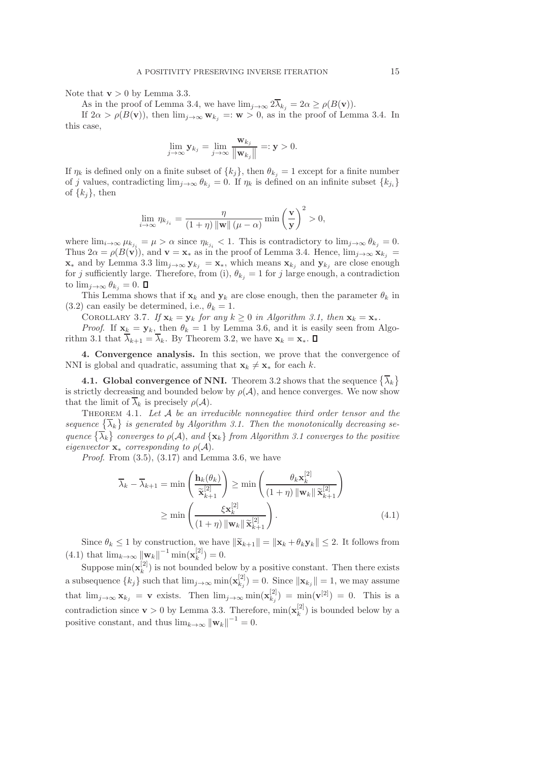Note that $\mathbf{v} > 0$ by Lemma 3.3.

As in the proof of Lemma 3.4, we have $\lim_{j\to\infty} 2\overline{\lambda}_{k_j} = 2\alpha \ge \rho(B(\mathbf{v}))$.

If $2\alpha > \rho(B(\mathbf{v}))$, then $\lim_{j\to\infty} \mathbf{w}_{k_j} =: \mathbf{w} > 0$, as in the proof of Lemma 3.4. In this case,

$$\lim_{j\to\infty} \mathbf{y}_{k_j} = \lim_{j\to\infty} \frac{\mathbf{w}_{k_j}}{\left\|\mathbf{w}_{k_j}\right\|} =: \mathbf{y} > 0.$$

If $\eta_k$ is defined only on a finite subset of $\{k_j\}$, then $\theta_{k_j} = 1$ except for a finite number of $j$ values, contradicting $\lim_{j\to\infty} \theta_{k_j} = 0$. If $\eta_k$ is defined on an infinite subset $\{k_{j_i}\}$ of $\{k_j\}$, then

$$\lim_{i\to\infty} \eta_{k_{j_i}} = \frac{\eta}{(1+\eta)\left\|\mathbf{w}\right\|(\mu-\alpha)} \min\left(\frac{\mathbf{v}}{\mathbf{y}}\right)^2 > 0,$$

where $\lim_{i\to\infty} \mu_{k_{j_i}} = \mu > \alpha$ since $\eta_{k_{j_i}} < 1$. This is contradictory to $\lim_{j\to\infty} \theta_{k_j} = 0$. Thus $2\alpha = \rho(B(\mathbf{v}))$, and $\mathbf{v} = \mathbf{x}_*$ as in the proof of Lemma 3.4. Hence, $\lim_{j\to\infty} \mathbf{x}_{k_j} = \mathbf{x}_*$ and by Lemma 3.3 $\lim_{j\to\infty} \mathbf{y}_{k_j} = \mathbf{x}_*$, which means $\mathbf{x}_{k_j}$ and $\mathbf{y}_{k_j}$ are close enough for $j$ sufficiently large. Therefore, from (i), $\theta_{k_j} = 1$ for $j$ large enough, a contradiction to $\lim_{j\to\infty} \theta_{k_j} = 0$. $\square$

This Lemma shows that if $\mathbf{x}_k$ and $\mathbf{y}_k$ are close enough, then the parameter $\theta_k$ in (3.2) can easily be determined, i.e., $\theta_k = 1$.

COROLLARY 3.7. *If $\mathbf{x}_k = \mathbf{y}_k$ for any $k \ge 0$ in Algorithm 3.1, then $\mathbf{x}_k = \mathbf{x}_*$.*

*Proof.* If $\mathbf{x}_k = \mathbf{y}_k$, then $\theta_k = 1$ by Lemma 3.6, and it is easily seen from Algorithm 3.1 that $\overline{\lambda}_{k+1} = \overline{\lambda}_k$. By Theorem 3.2, we have $\mathbf{x}_k = \mathbf{x}_*$. $\square$

## 4. Convergence analysis.

In this section, we prove that the convergence of NNI is global and quadratic, assuming that $\mathbf{x}_k \neq \mathbf{x}_*$ for each $k$.

### 4.1. Global convergence of NNI.

Theorem 3.2 shows that the sequence $\{\overline{\lambda}_k\}$ is strictly decreasing and bounded below by $\rho(\mathcal{A})$, and hence converges. We now show that the limit of $\overline{\lambda}_k$ is precisely $\rho(\mathcal{A})$.

THEOREM 4.1. *Let $\mathcal{A}$ be an irreducible nonnegative third order tensor and the sequence $\{\overline{\lambda}_k\}$ is generated by Algorithm 3.1. Then the monotonically decreasing sequence $\{\overline{\lambda}_k\}$ converges to $\rho(\mathcal{A})$, and $\{\mathbf{x}_k\}$ from Algorithm 3.1 converges to the positive eigenvector $\mathbf{x}_*$ corresponding to $\rho(\mathcal{A})$.*

*Proof.* From (3.5), (3.17) and Lemma 3.6, we have

$$\begin{aligned}
\overline{\lambda}_k - \overline{\lambda}_{k+1} &= \min\left(\frac{\mathbf{h}_k(\theta_k)}{\widetilde{\mathbf{x}}_{k+1}^{[2]}}\right) \ge \min\left(\frac{\theta_k \mathbf{x}_k^{[2]}}{(1+\eta)\left\|\mathbf{w}_k\right\| \widetilde{\mathbf{x}}_{k+1}^{[2]}}\right) \\
&\ge \min\left(\frac{\xi \mathbf{x}_k^{[2]}}{(1+\eta)\left\|\mathbf{w}_k\right\| \widetilde{\mathbf{x}}_{k+1}^{[2]}}\right).
\end{aligned} \tag{4.1}$$

Since $\theta_k \le 1$ by construction, we have $\|\widetilde{\mathbf{x}}_{k+1}\| = \|\mathbf{x}_k + \theta_k \mathbf{y}_k\| \le 2$. It follows from (4.1) that $\lim_{k\to\infty} \|\mathbf{w}_k\|^{-1} \min(\mathbf{x}_k^{[2]}) = 0$.

Suppose $\min(\mathbf{x}_k^{[2]})$ is not bounded below by a positive constant. Then there exists a subsequence $\{k_j\}$ such that $\lim_{j\to\infty} \min(\mathbf{x}_{k_j}^{[2]}) = 0$. Since $\|\mathbf{x}_{k_j}\| = 1$, we may assume that $\lim_{j\to\infty} \mathbf{x}_{k_j} = \mathbf{v}$ exists. Then $\lim_{j\to\infty} \min(\mathbf{x}_{k_j}^{[2]}) = \min(\mathbf{v}^{[2]}) = 0$. This is a contradiction since $\mathbf{v} > 0$ by Lemma 3.3. Therefore, $\min(\mathbf{x}_k^{[2]})$ is bounded below by a positive constant, and thus $\lim_{k\to\infty} \|\mathbf{w}_k\|^{-1} = 0$.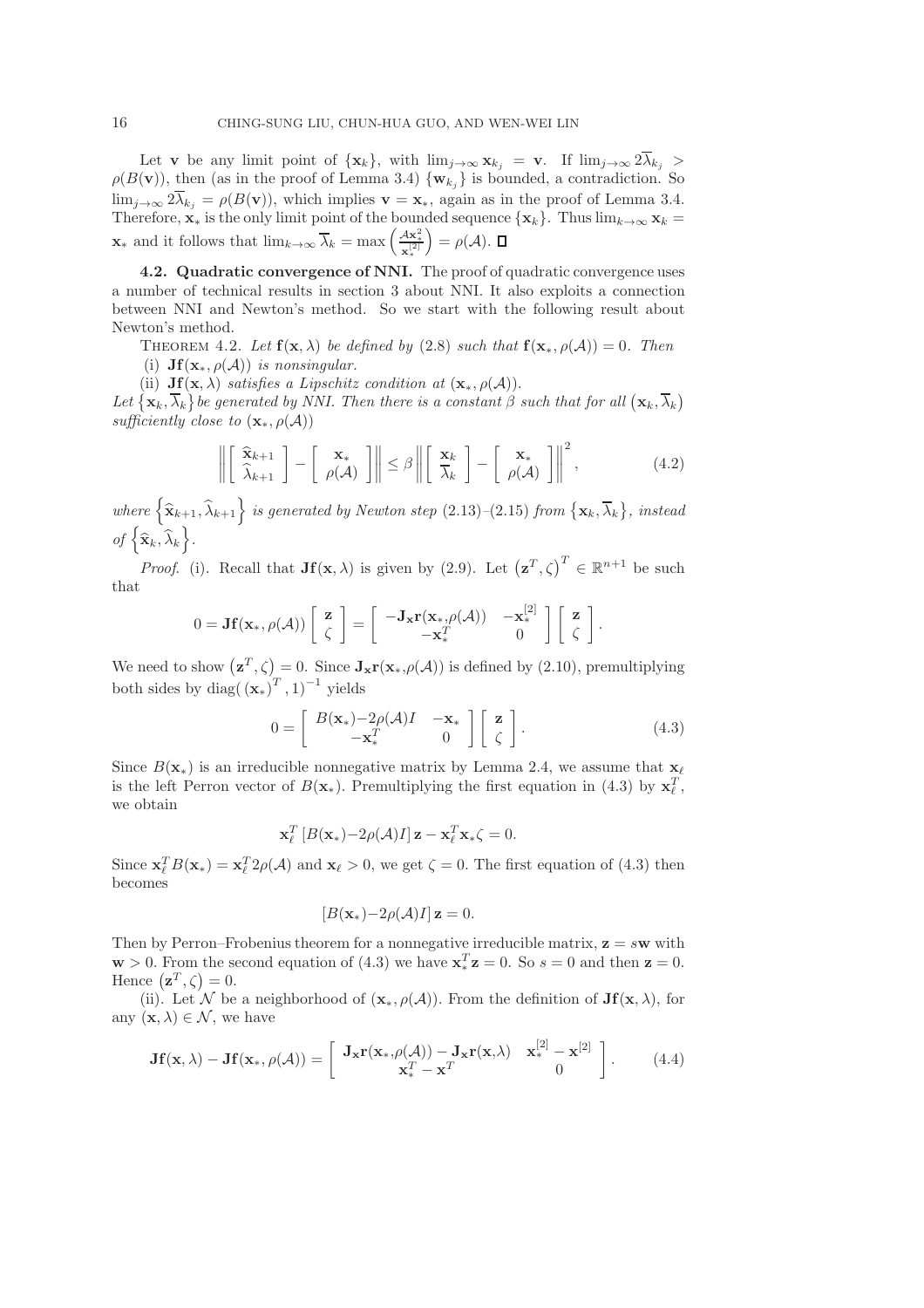Let $\mathbf{v}$ be any limit point of $\{\mathbf{x}_k\}$, with $\lim_{j\to\infty}\mathbf{x}_{k_j} = \mathbf{v}$. If $\lim_{j\to\infty} 2\overline{\lambda}_{k_j} > \rho(B(\mathbf{v}))$, then (as in the proof of Lemma 3.4) $\{\mathbf{w}_{k_j}\}$ is bounded, a contradiction. So $\lim_{j\to\infty} 2\overline{\lambda}_{k_j} = \rho(B(\mathbf{v}))$, which implies $\mathbf{v} = \mathbf{x}_*$, again as in the proof of Lemma 3.4. Therefore, $\mathbf{x}_*$ is the only limit point of the bounded sequence $\{\mathbf{x}_k\}$. Thus $\lim_{k\to\infty}\mathbf{x}_k = \mathbf{x}_*$ and it follows that $\lim_{k\to\infty}\overline{\lambda}_k = \max\left(\frac{\mathcal{A}\mathbf{x}_*^2}{\mathbf{x}_*^{[2]}}\right) = \rho(\mathcal{A})$. $\square$

**4.2. Quadratic convergence of NNI.** The proof of quadratic convergence uses a number of technical results in section 3 about NNI. It also exploits a connection between NNI and Newton's method. So we start with the following result about Newton's method.

THEOREM 4.2. *Let $\mathbf{f}(\mathbf{x},\lambda)$ be defined by (2.8) such that $\mathbf{f}(\mathbf{x}_*,\rho(\mathcal{A})) = 0$. Then*
 (i) $\mathbf{Jf}(\mathbf{x}_*,\rho(\mathcal{A}))$ *is nonsingular.*
 (ii) $\mathbf{Jf}(\mathbf{x},\lambda)$ *satisfies a Lipschitz condition at $(\mathbf{x}_*,\rho(\mathcal{A}))$.*
*Let $\left\{\mathbf{x}_k,\overline{\lambda}_k\right\}$ be generated by NNI. Then there is a constant $\beta$ such that for all $\left(\mathbf{x}_k,\overline{\lambda}_k\right)$ sufficiently close to $(\mathbf{x}_*,\rho(\mathcal{A}))$*

$$\left\|\begin{bmatrix}\widehat{\mathbf{x}}_{k+1}\\ \widehat{\lambda}_{k+1}\end{bmatrix}-\begin{bmatrix}\mathbf{x}_*\\ \rho(\mathcal{A})\end{bmatrix}\right\| \le \beta\left\|\begin{bmatrix}\mathbf{x}_k\\ \overline{\lambda}_k\end{bmatrix}-\begin{bmatrix}\mathbf{x}_*\\ \rho(\mathcal{A})\end{bmatrix}\right\|^2, \tag{4.2}$$

*where $\left\{\widehat{\mathbf{x}}_{k+1},\widehat{\lambda}_{k+1}\right\}$ is generated by Newton step (2.13)–(2.15) from $\left\{\mathbf{x}_k,\overline{\lambda}_k\right\}$, instead of $\left\{\widehat{\mathbf{x}}_k,\widehat{\lambda}_k\right\}$.*

*Proof.* (i). Recall that $\mathbf{Jf}(\mathbf{x},\lambda)$ is given by (2.9). Let $\left(\mathbf{z}^T,\zeta\right)^T\in\mathbb{R}^{n+1}$ be such that

$$0 = \mathbf{Jf}(\mathbf{x}_*,\rho(\mathcal{A}))\begin{bmatrix}\mathbf{z}\\ \zeta\end{bmatrix} = \begin{bmatrix}-\mathbf{J_x r}(\mathbf{x}_*,\rho(\mathcal{A})) & -\mathbf{x}_*^{[2]}\\ -\mathbf{x}_*^T & 0\end{bmatrix}\begin{bmatrix}\mathbf{z}\\ \zeta\end{bmatrix}.$$

We need to show $\left(\mathbf{z}^T,\zeta\right) = 0$. Since $\mathbf{J_x r}(\mathbf{x}_*,\rho(\mathcal{A}))$ is defined by (2.10), premultiplying both sides by $\mathrm{diag}(\left(\mathbf{x}_*\right)^T,1)^{-1}$ yields

$$0 = \begin{bmatrix}B(\mathbf{x}_*)-2\rho(\mathcal{A})I & -\mathbf{x}_*\\ -\mathbf{x}_*^T & 0\end{bmatrix}\begin{bmatrix}\mathbf{z}\\ \zeta\end{bmatrix}. \tag{4.3}$$

Since $B(\mathbf{x}_*)$ is an irreducible nonnegative matrix by Lemma 2.4, we assume that $\mathbf{x}_\ell$ is the left Perron vector of $B(\mathbf{x}_*)$. Premultiplying the first equation in (4.3) by $\mathbf{x}_\ell^T$, we obtain

$$\mathbf{x}_\ell^T\left[B(\mathbf{x}_*)-2\rho(\mathcal{A})I\right]\mathbf{z} - \mathbf{x}_\ell^T\mathbf{x}_*\zeta = 0.$$

Since $\mathbf{x}_\ell^T B(\mathbf{x}_*) = \mathbf{x}_\ell^T 2\rho(\mathcal{A})$ and $\mathbf{x}_\ell > 0$, we get $\zeta = 0$. The first equation of (4.3) then becomes

$$\left[B(\mathbf{x}_*)-2\rho(\mathcal{A})I\right]\mathbf{z} = 0.$$

Then by Perron–Frobenius theorem for a nonnegative irreducible matrix, $\mathbf{z} = s\mathbf{w}$ with $\mathbf{w} > 0$. From the second equation of (4.3) we have $\mathbf{x}_*^T\mathbf{z} = 0$. So $s = 0$ and then $\mathbf{z} = 0$. Hence $\left(\mathbf{z}^T,\zeta\right) = 0$.

(ii). Let $\mathcal{N}$ be a neighborhood of $(\mathbf{x}_*,\rho(\mathcal{A}))$. From the definition of $\mathbf{Jf}(\mathbf{x},\lambda)$, for any $(\mathbf{x},\lambda)\in\mathcal{N}$, we have

$$\mathbf{Jf}(\mathbf{x},\lambda) - \mathbf{Jf}(\mathbf{x}_*,\rho(\mathcal{A})) = \begin{bmatrix}\mathbf{J_x r}(\mathbf{x}_*,\rho(\mathcal{A})) - \mathbf{J_x r}(\mathbf{x},\lambda) & \mathbf{x}_*^{[2]} - \mathbf{x}^{[2]}\\ \mathbf{x}_*^T - \mathbf{x}^T & 0\end{bmatrix}. \tag{4.4}$$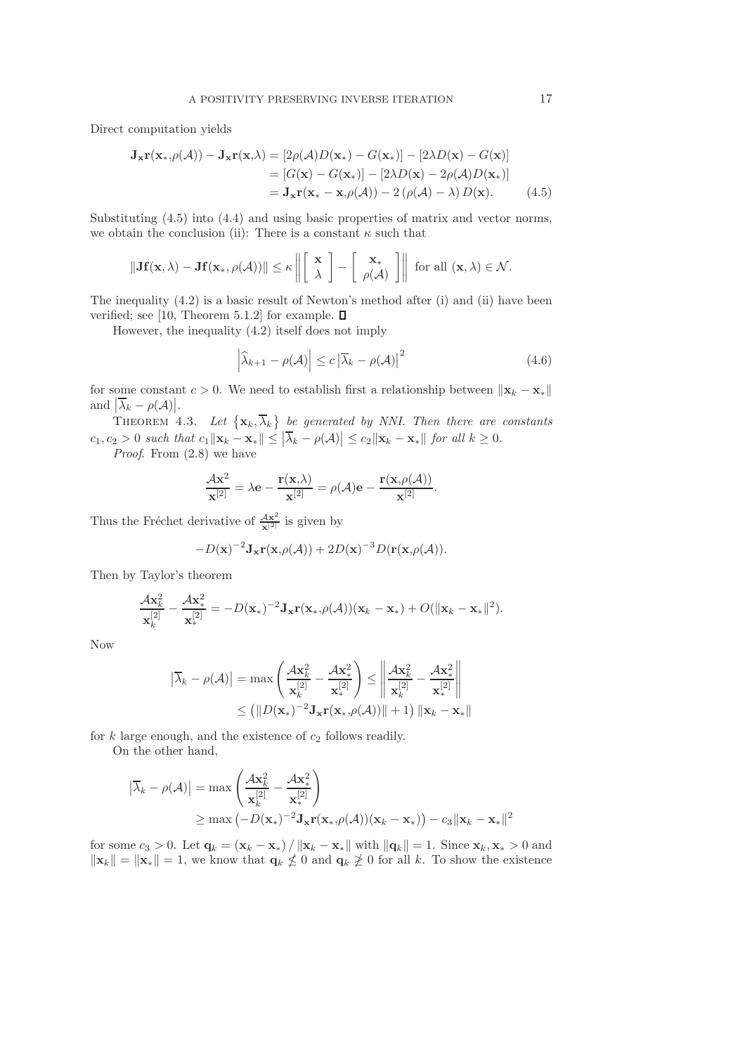Direct computation yields

$$\begin{aligned}
\mathbf{J_x r}(\mathbf{x}_*,\rho(\mathcal{A})) - \mathbf{J_x r}(\mathbf{x},\lambda) &= [2\rho(\mathcal{A})D(\mathbf{x}_*) - G(\mathbf{x}_*)] - [2\lambda D(\mathbf{x}) - G(\mathbf{x})] \\
&= [G(\mathbf{x}) - G(\mathbf{x}_*)] - [2\lambda D(\mathbf{x}) - 2\rho(\mathcal{A})D(\mathbf{x}_*)] \\
&= \mathbf{J_x r}(\mathbf{x}_* - \mathbf{x},\rho(\mathcal{A})) - 2\left(\rho(\mathcal{A}) - \lambda\right) D(\mathbf{x}). \qquad (4.5)
\end{aligned}$$

Substituting (4.5) into (4.4) and using basic properties of matrix and vector norms, we obtain the conclusion (ii): There is a constant $\kappa$ such that

$$\|\mathbf{Jf}(\mathbf{x},\lambda) - \mathbf{Jf}(\mathbf{x}_*,\rho(\mathcal{A}))\| \le \kappa \left\| \begin{bmatrix} \mathbf{x} \\ \lambda \end{bmatrix} - \begin{bmatrix} \mathbf{x}_* \\ \rho(\mathcal{A}) \end{bmatrix} \right\| \text{ for all } (\mathbf{x},\lambda) \in \mathcal{N}.$$

The inequality (4.2) is a basic result of Newton's method after (i) and (ii) have been verified; see [10, Theorem 5.1.2] for example. ∎

However, the inequality (4.2) itself does not imply

$$\left|\widehat{\lambda}_{k+1} - \rho(\mathcal{A})\right| \le c\left|\overline{\lambda}_k - \rho(\mathcal{A})\right|^2 \qquad (4.6)$$

for some constant $c > 0$. We need to establish first a relationship between $\|\mathbf{x}_k - \mathbf{x}_*\|$ and $\left|\overline{\lambda}_k - \rho(\mathcal{A})\right|$.

THEOREM 4.3. *Let $\left\{\mathbf{x}_k, \overline{\lambda}_k\right\}$ be generated by NNI. Then there are constants $c_1, c_2 > 0$ such that $c_1\|\mathbf{x}_k - \mathbf{x}_*\| \le \left|\overline{\lambda}_k - \rho(\mathcal{A})\right| \le c_2\|\mathbf{x}_k - \mathbf{x}_*\|$ for all $k \ge 0$.*

*Proof.* From (2.8) we have

$$\frac{\mathcal{A}\mathbf{x}^2}{\mathbf{x}^{[2]}} = \lambda\mathbf{e} - \frac{\mathbf{r}(\mathbf{x},\lambda)}{\mathbf{x}^{[2]}} = \rho(\mathcal{A})\mathbf{e} - \frac{\mathbf{r}(\mathbf{x},\rho(\mathcal{A}))}{\mathbf{x}^{[2]}}.$$

Thus the Fréchet derivative of $\frac{\mathcal{A}\mathbf{x}^2}{\mathbf{x}^{[2]}}$ is given by

$$-D(\mathbf{x})^{-2}\mathbf{J_x r}(\mathbf{x},\rho(\mathcal{A})) + 2D(\mathbf{x})^{-3}D(\mathbf{r}(\mathbf{x},\rho(\mathcal{A})).$$

Then by Taylor's theorem

$$\frac{\mathcal{A}\mathbf{x}_k^2}{\mathbf{x}_k^{[2]}} - \frac{\mathcal{A}\mathbf{x}_*^2}{\mathbf{x}_*^{[2]}} = -D(\mathbf{x}_*)^{-2}\mathbf{J_x r}(\mathbf{x}_*,\rho(\mathcal{A}))(\mathbf{x}_k - \mathbf{x}_*) + O(\|\mathbf{x}_k - \mathbf{x}_*\|^2).$$

Now

$$\begin{aligned}
\left|\overline{\lambda}_k - \rho(\mathcal{A})\right| &= \max\left(\frac{\mathcal{A}\mathbf{x}_k^2}{\mathbf{x}_k^{[2]}} - \frac{\mathcal{A}\mathbf{x}_*^2}{\mathbf{x}_*^{[2]}}\right) \le \left\|\frac{\mathcal{A}\mathbf{x}_k^2}{\mathbf{x}_k^{[2]}} - \frac{\mathcal{A}\mathbf{x}_*^2}{\mathbf{x}_*^{[2]}}\right\| \\
&\le \left(\|D(\mathbf{x}_*)^{-2}\mathbf{J_x r}(\mathbf{x}_*,\rho(\mathcal{A}))\| + 1\right)\|\mathbf{x}_k - \mathbf{x}_*\|
\end{aligned}$$

for $k$ large enough, and the existence of $c_2$ follows readily.

On the other hand,

$$\begin{aligned}
\left|\overline{\lambda}_k - \rho(\mathcal{A})\right| &= \max\left(\frac{\mathcal{A}\mathbf{x}_k^2}{\mathbf{x}_k^{[2]}} - \frac{\mathcal{A}\mathbf{x}_*^2}{\mathbf{x}_*^{[2]}}\right) \\
&\ge \max\left(-D(\mathbf{x}_*)^{-2}\mathbf{J_x r}(\mathbf{x}_*,\rho(\mathcal{A}))(\mathbf{x}_k - \mathbf{x}_*)\right) - c_3\|\mathbf{x}_k - \mathbf{x}_*\|^2
\end{aligned}$$

for some $c_3 > 0$. Let $\mathbf{q}_k = (\mathbf{x}_k - \mathbf{x}_*) / \|\mathbf{x}_k - \mathbf{x}_*\|$ with $\|\mathbf{q}_k\| = 1$. Since $\mathbf{x}_k, \mathbf{x}_* > 0$ and $\|\mathbf{x}_k\| = \|\mathbf{x}_*\| = 1$, we know that $\mathbf{q}_k \not\le 0$ and $\mathbf{q}_k \not\ge 0$ for all $k$. To show the existence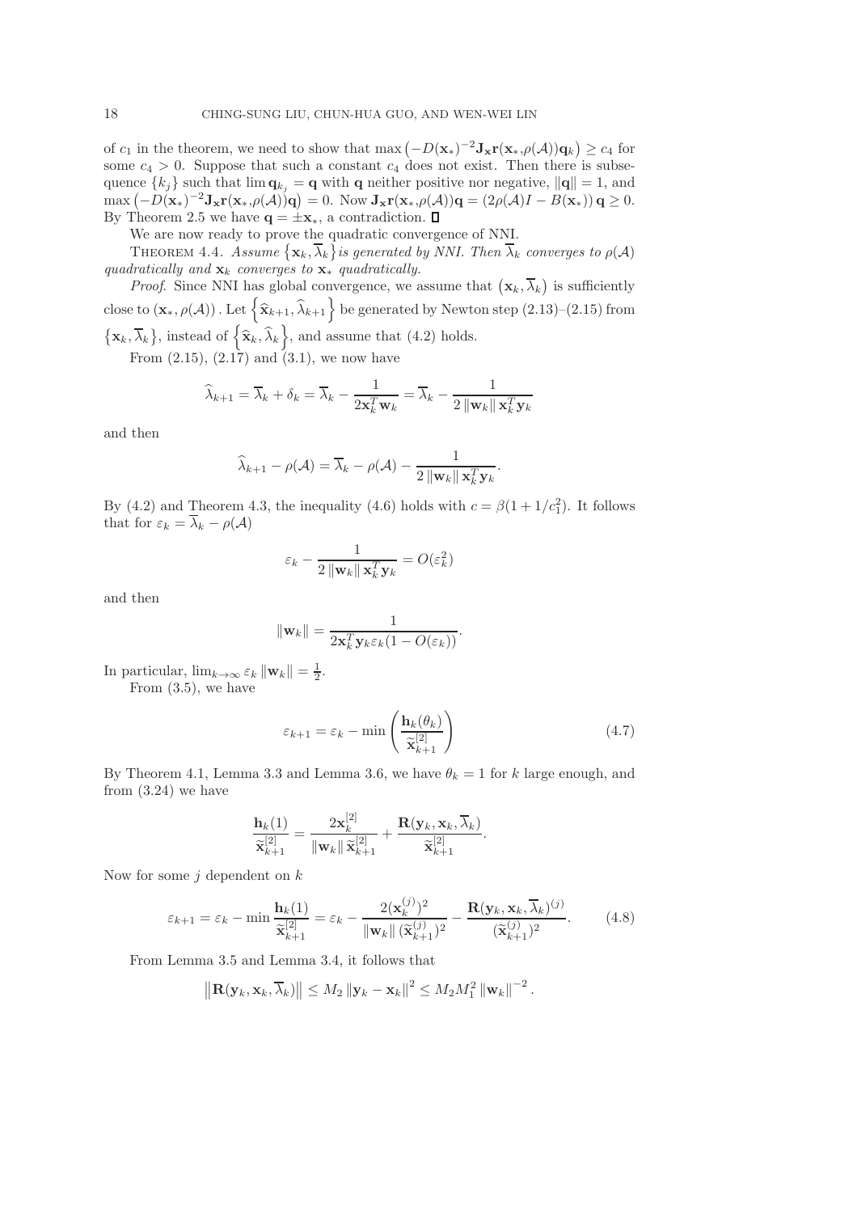of $c_1$ in the theorem, we need to show that $\max\left(-D(\mathbf{x}_*)^{-2}\mathbf{J}_\mathbf{x}\mathbf{r}(\mathbf{x}_*,\rho(\mathcal{A}))\mathbf{q}_k\right) \geq c_4$ for some $c_4 > 0$. Suppose that such a constant $c_4$ does not exist. Then there is subsequence $\{k_j\}$ such that $\lim \mathbf{q}_{k_j} = \mathbf{q}$ with $\mathbf{q}$ neither positive nor negative, $\|\mathbf{q}\| = 1$, and $\max\left(-D(\mathbf{x}_*)^{-2}\mathbf{J}_\mathbf{x}\mathbf{r}(\mathbf{x}_*,\rho(\mathcal{A}))\mathbf{q}\right) = 0$. Now $\mathbf{J}_\mathbf{x}\mathbf{r}(\mathbf{x}_*,\rho(\mathcal{A}))\mathbf{q} = (2\rho(\mathcal{A})I - B(\mathbf{x}_*))\,\mathbf{q} \geq 0$. By Theorem 2.5 we have $\mathbf{q} = \pm\mathbf{x}_*$, a contradiction. ∎

We are now ready to prove the quadratic convergence of NNI.

THEOREM 4.4. *Assume $\{\mathbf{x}_k, \overline{\lambda}_k\}$ is generated by NNI. Then $\overline{\lambda}_k$ converges to $\rho(\mathcal{A})$ quadratically and $\mathbf{x}_k$ converges to $\mathbf{x}_*$ quadratically.*

*Proof*. Since NNI has global convergence, we assume that $(\mathbf{x}_k, \overline{\lambda}_k)$ is sufficiently close to $(\mathbf{x}_*, \rho(\mathcal{A}))$. Let $\left\{\widehat{\mathbf{x}}_{k+1}, \widehat{\lambda}_{k+1}\right\}$ be generated by Newton step (2.13)–(2.15) from $\{\mathbf{x}_k, \overline{\lambda}_k\}$, instead of $\left\{\widehat{\mathbf{x}}_k, \widehat{\lambda}_k\right\}$, and assume that (4.2) holds.

From (2.15), (2.17) and (3.1), we now have

$$\widehat{\lambda}_{k+1} = \overline{\lambda}_k + \delta_k = \overline{\lambda}_k - \frac{1}{2\mathbf{x}_k^T\mathbf{w}_k} = \overline{\lambda}_k - \frac{1}{2\|\mathbf{w}_k\|\,\mathbf{x}_k^T\mathbf{y}_k}$$

and then

$$\widehat{\lambda}_{k+1} - \rho(\mathcal{A}) = \overline{\lambda}_k - \rho(\mathcal{A}) - \frac{1}{2\|\mathbf{w}_k\|\,\mathbf{x}_k^T\mathbf{y}_k}.$$

By (4.2) and Theorem 4.3, the inequality (4.6) holds with $c = \beta(1 + 1/c_1^2)$. It follows that for $\varepsilon_k = \overline{\lambda}_k - \rho(\mathcal{A})$

$$\varepsilon_k - \frac{1}{2\|\mathbf{w}_k\|\,\mathbf{x}_k^T\mathbf{y}_k} = O(\varepsilon_k^2)$$

and then

$$\|\mathbf{w}_k\| = \frac{1}{2\mathbf{x}_k^T\mathbf{y}_k\varepsilon_k(1 - O(\varepsilon_k))}.$$

In particular, $\lim_{k\to\infty} \varepsilon_k \|\mathbf{w}_k\| = \frac{1}{2}$.

From (3.5), we have

$$\varepsilon_{k+1} = \varepsilon_k - \min\left(\frac{\mathbf{h}_k(\theta_k)}{\widetilde{\mathbf{x}}_{k+1}^{[2]}}\right) \tag{4.7}$$

By Theorem 4.1, Lemma 3.3 and Lemma 3.6, we have $\theta_k = 1$ for $k$ large enough, and from (3.24) we have

$$\frac{\mathbf{h}_k(1)}{\widetilde{\mathbf{x}}_{k+1}^{[2]}} = \frac{2\mathbf{x}_k^{[2]}}{\|\mathbf{w}_k\|\,\widetilde{\mathbf{x}}_{k+1}^{[2]}} + \frac{\mathbf{R}(\mathbf{y}_k, \mathbf{x}_k, \overline{\lambda}_k)}{\widetilde{\mathbf{x}}_{k+1}^{[2]}}.$$

Now for some $j$ dependent on $k$

$$\varepsilon_{k+1} = \varepsilon_k - \min\frac{\mathbf{h}_k(1)}{\widetilde{\mathbf{x}}_{k+1}^{[2]}} = \varepsilon_k - \frac{2(\mathbf{x}_k^{(j)})^2}{\|\mathbf{w}_k\|\,(\widetilde{\mathbf{x}}_{k+1}^{(j)})^2} - \frac{\mathbf{R}(\mathbf{y}_k, \mathbf{x}_k, \overline{\lambda}_k)^{(j)}}{(\widetilde{\mathbf{x}}_{k+1}^{(j)})^2}. \tag{4.8}$$

From Lemma 3.5 and Lemma 3.4, it follows that

$$\left\|\mathbf{R}(\mathbf{y}_k, \mathbf{x}_k, \overline{\lambda}_k)\right\| \leq M_2\|\mathbf{y}_k - \mathbf{x}_k\|^2 \leq M_2M_1^2\|\mathbf{w}_k\|^{-2}.$$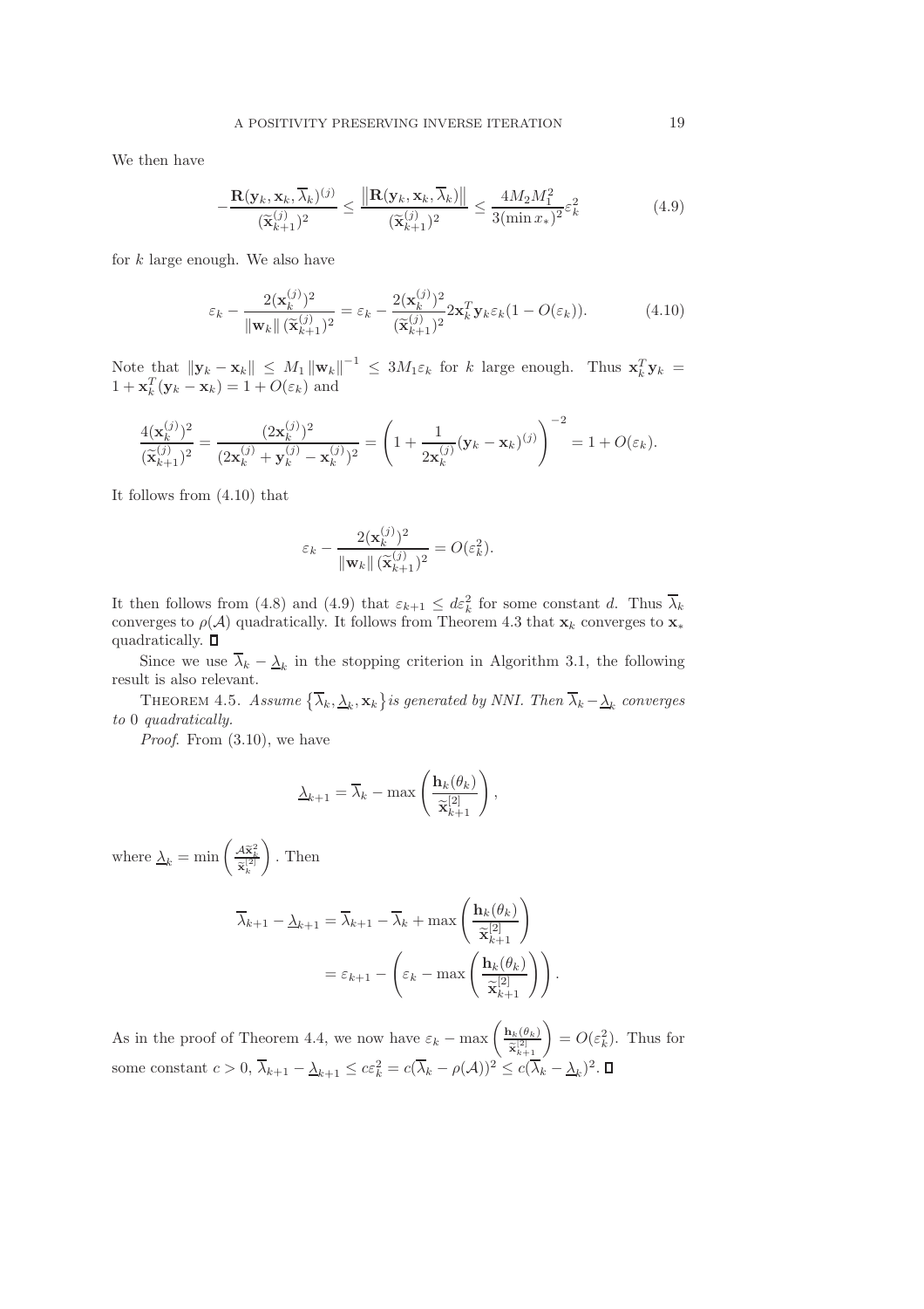We then have

$$-\frac{\mathbf{R}(\mathbf{y}_k, \mathbf{x}_k, \overline{\lambda}_k)^{(j)}}{(\widetilde{\mathbf{x}}_{k+1}^{(j)})^2} \leq \frac{\left\|\mathbf{R}(\mathbf{y}_k, \mathbf{x}_k, \overline{\lambda}_k)\right\|}{(\widetilde{\mathbf{x}}_{k+1}^{(j)})^2} \leq \frac{4M_2 M_1^2}{3(\min x_*)^2}\varepsilon_k^2 \tag{4.9}$$

for $k$ large enough. We also have

$$\varepsilon_k - \frac{2(\mathbf{x}_k^{(j)})^2}{\|\mathbf{w}_k\|\,(\widetilde{\mathbf{x}}_{k+1}^{(j)})^2} = \varepsilon_k - \frac{2(\mathbf{x}_k^{(j)})^2}{(\widetilde{\mathbf{x}}_{k+1}^{(j)})^2} 2\mathbf{x}_k^T \mathbf{y}_k \varepsilon_k (1 - O(\varepsilon_k)). \tag{4.10}$$

Note that $\|\mathbf{y}_k - \mathbf{x}_k\| \leq M_1 \|\mathbf{w}_k\|^{-1} \leq 3M_1 \varepsilon_k$ for $k$ large enough. Thus $\mathbf{x}_k^T \mathbf{y}_k = 1 + \mathbf{x}_k^T(\mathbf{y}_k - \mathbf{x}_k) = 1 + O(\varepsilon_k)$ and

$$\frac{4(\mathbf{x}_k^{(j)})^2}{(\widetilde{\mathbf{x}}_{k+1}^{(j)})^2} = \frac{(2\mathbf{x}_k^{(j)})^2}{(2\mathbf{x}_k^{(j)} + \mathbf{y}_k^{(j)} - \mathbf{x}_k^{(j)})^2} = \left(1 + \frac{1}{2\mathbf{x}_k^{(j)}}(\mathbf{y}_k - \mathbf{x}_k)^{(j)}\right)^{-2} = 1 + O(\varepsilon_k).$$

It follows from (4.10) that

$$\varepsilon_k - \frac{2(\mathbf{x}_k^{(j)})^2}{\|\mathbf{w}_k\|\,(\widetilde{\mathbf{x}}_{k+1}^{(j)})^2} = O(\varepsilon_k^2).$$

It then follows from (4.8) and (4.9) that $\varepsilon_{k+1} \leq d\varepsilon_k^2$ for some constant $d$. Thus $\overline{\lambda}_k$ converges to $\rho(\mathcal{A})$ quadratically. It follows from Theorem 4.3 that $\mathbf{x}_k$ converges to $\mathbf{x}_*$ quadratically. ∎

Since we use $\overline{\lambda}_k - \underline{\lambda}_k$ in the stopping criterion in Algorithm 3.1, the following result is also relevant.

THEOREM 4.5. *Assume* $\{\overline{\lambda}_k, \underline{\lambda}_k, \mathbf{x}_k\}$ *is generated by NNI. Then* $\overline{\lambda}_k - \underline{\lambda}_k$ *converges to* 0 *quadratically.*

*Proof.* From (3.10), we have

$$\underline{\lambda}_{k+1} = \overline{\lambda}_k - \max\left(\frac{\mathbf{h}_k(\theta_k)}{\widetilde{\mathbf{x}}_{k+1}^{[2]}}\right),$$

where $\underline{\lambda}_k = \min\left(\frac{\mathcal{A}\widetilde{\mathbf{x}}_k^2}{\widetilde{\mathbf{x}}_k^{[2]}}\right)$. Then

$$\begin{aligned}
\overline{\lambda}_{k+1} - \underline{\lambda}_{k+1} &= \overline{\lambda}_{k+1} - \overline{\lambda}_k + \max\left(\frac{\mathbf{h}_k(\theta_k)}{\widetilde{\mathbf{x}}_{k+1}^{[2]}}\right) \\
&= \varepsilon_{k+1} - \left(\varepsilon_k - \max\left(\frac{\mathbf{h}_k(\theta_k)}{\widetilde{\mathbf{x}}_{k+1}^{[2]}}\right)\right).
\end{aligned}$$

As in the proof of Theorem 4.4, we now have $\varepsilon_k - \max\left(\frac{\mathbf{h}_k(\theta_k)}{\widetilde{\mathbf{x}}_{k+1}^{[2]}}\right) = O(\varepsilon_k^2)$. Thus for some constant $c > 0$, $\overline{\lambda}_{k+1} - \underline{\lambda}_{k+1} \leq c\varepsilon_k^2 = c(\overline{\lambda}_k - \rho(\mathcal{A}))^2 \leq c(\overline{\lambda}_k - \underline{\lambda}_k)^2$. ∎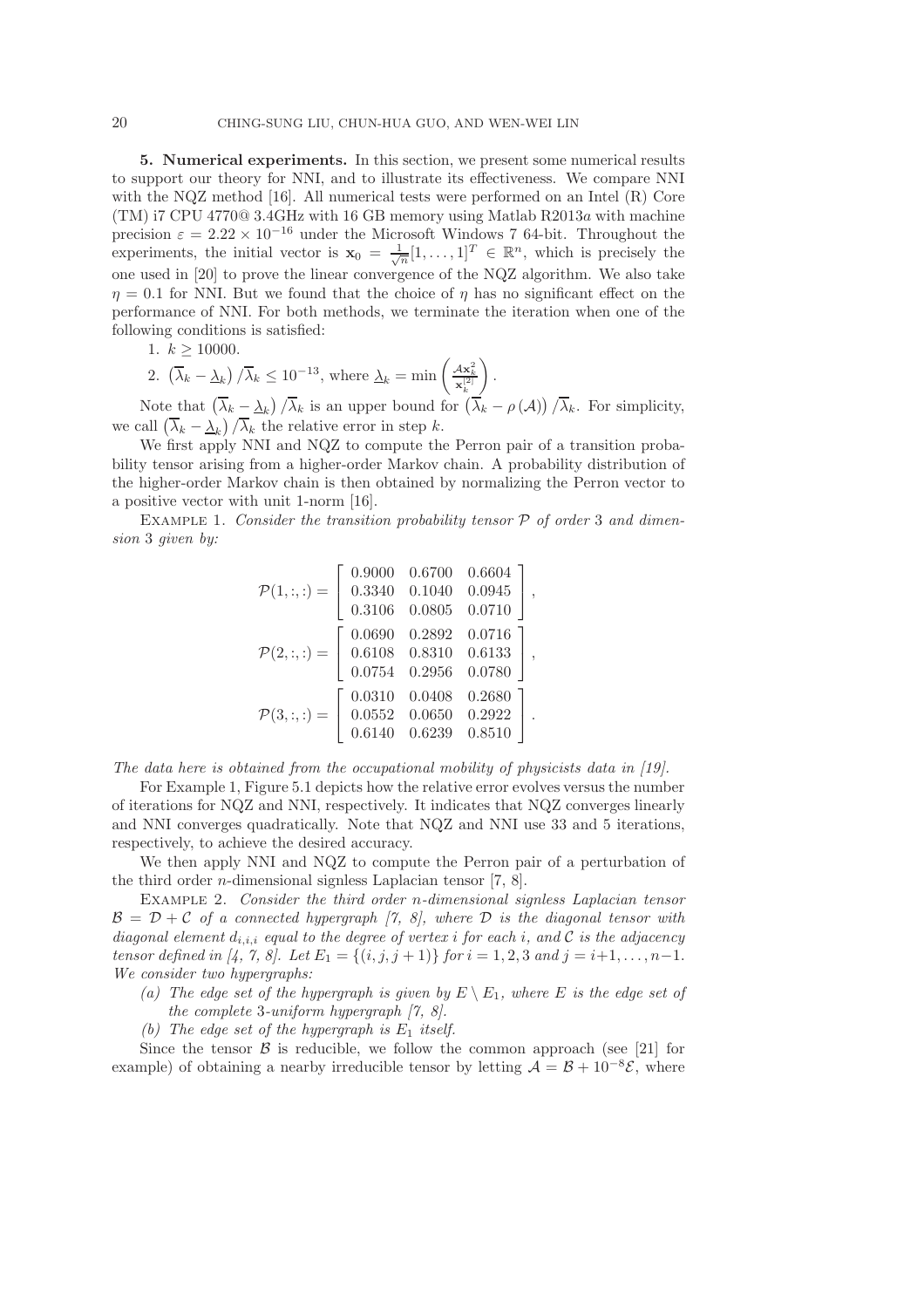**5. Numerical experiments.** In this section, we present some numerical results to support our theory for NNI, and to illustrate its effectiveness. We compare NNI with the NQZ method [16]. All numerical tests were performed on an Intel (R) Core (TM) i7 CPU 4770@ 3.4GHz with 16 GB memory using Matlab R2013$a$ with machine precision $\varepsilon = 2.22 \times 10^{-16}$ under the Microsoft Windows 7 64-bit. Throughout the experiments, the initial vector is $\mathbf{x}_0 = \frac{1}{\sqrt{n}}[1,\ldots,1]^T \in \mathbb{R}^n$, which is precisely the one used in [20] to prove the linear convergence of the NQZ algorithm. We also take $\eta = 0.1$ for NNI. But we found that the choice of $\eta$ has no significant effect on the performance of NNI. For both methods, we terminate the iteration when one of the following conditions is satisfied:

1. $k \geq 10000$.
2. $\left(\overline{\lambda}_k - \underline{\lambda}_k\right)/\overline{\lambda}_k \leq 10^{-13}$, where $\underline{\lambda}_k = \min\left(\frac{\mathcal{A}\mathbf{x}_k^2}{\mathbf{x}_k^{[2]}}\right)$.

Note that $\left(\overline{\lambda}_k - \underline{\lambda}_k\right)/\overline{\lambda}_k$ is an upper bound for $\left(\overline{\lambda}_k - \rho(\mathcal{A})\right)/\overline{\lambda}_k$. For simplicity, we call $\left(\overline{\lambda}_k - \underline{\lambda}_k\right)/\overline{\lambda}_k$ the relative error in step $k$.

We first apply NNI and NQZ to compute the Perron pair of a transition probability tensor arising from a higher-order Markov chain. A probability distribution of the higher-order Markov chain is then obtained by normalizing the Perron vector to a positive vector with unit 1-norm [16].

Example 1. *Consider the transition probability tensor $\mathcal{P}$ of order 3 and dimension 3 given by:*

$$\mathcal{P}(1,:,:) = \begin{bmatrix} 0.9000 & 0.6700 & 0.6604 \\ 0.3340 & 0.1040 & 0.0945 \\ 0.3106 & 0.0805 & 0.0710 \end{bmatrix},$$

$$\mathcal{P}(2,:,:) = \begin{bmatrix} 0.0690 & 0.2892 & 0.0716 \\ 0.6108 & 0.8310 & 0.6133 \\ 0.0754 & 0.2956 & 0.0780 \end{bmatrix},$$

$$\mathcal{P}(3,:,:) = \begin{bmatrix} 0.0310 & 0.0408 & 0.2680 \\ 0.0552 & 0.0650 & 0.2922 \\ 0.6140 & 0.6239 & 0.8510 \end{bmatrix}.$$

*The data here is obtained from the occupational mobility of physicists data in [19].*

For Example 1, Figure 5.1 depicts how the relative error evolves versus the number of iterations for NQZ and NNI, respectively. It indicates that NQZ converges linearly and NNI converges quadratically. Note that NQZ and NNI use 33 and 5 iterations, respectively, to achieve the desired accuracy.

We then apply NNI and NQZ to compute the Perron pair of a perturbation of the third order $n$-dimensional signless Laplacian tensor [7, 8].

Example 2. *Consider the third order $n$-dimensional signless Laplacian tensor $\mathcal{B} = \mathcal{D} + \mathcal{C}$ of a connected hypergraph [7, 8], where $\mathcal{D}$ is the diagonal tensor with diagonal element $d_{i,i,i}$ equal to the degree of vertex $i$ for each $i$, and $\mathcal{C}$ is the adjacency tensor defined in [4, 7, 8]. Let $E_1 = \{(i,j,j+1)\}$ for $i = 1,2,3$ and $j = i+1,\ldots,n-1$. We consider two hypergraphs:*

*(a) The edge set of the hypergraph is given by $E \setminus E_1$, where $E$ is the edge set of the complete 3-uniform hypergraph [7, 8].*

*(b) The edge set of the hypergraph is $E_1$ itself.*

Since the tensor $\mathcal{B}$ is reducible, we follow the common approach (see [21] for example) of obtaining a nearby irreducible tensor by letting $\mathcal{A} = \mathcal{B} + 10^{-8}\mathcal{E}$, where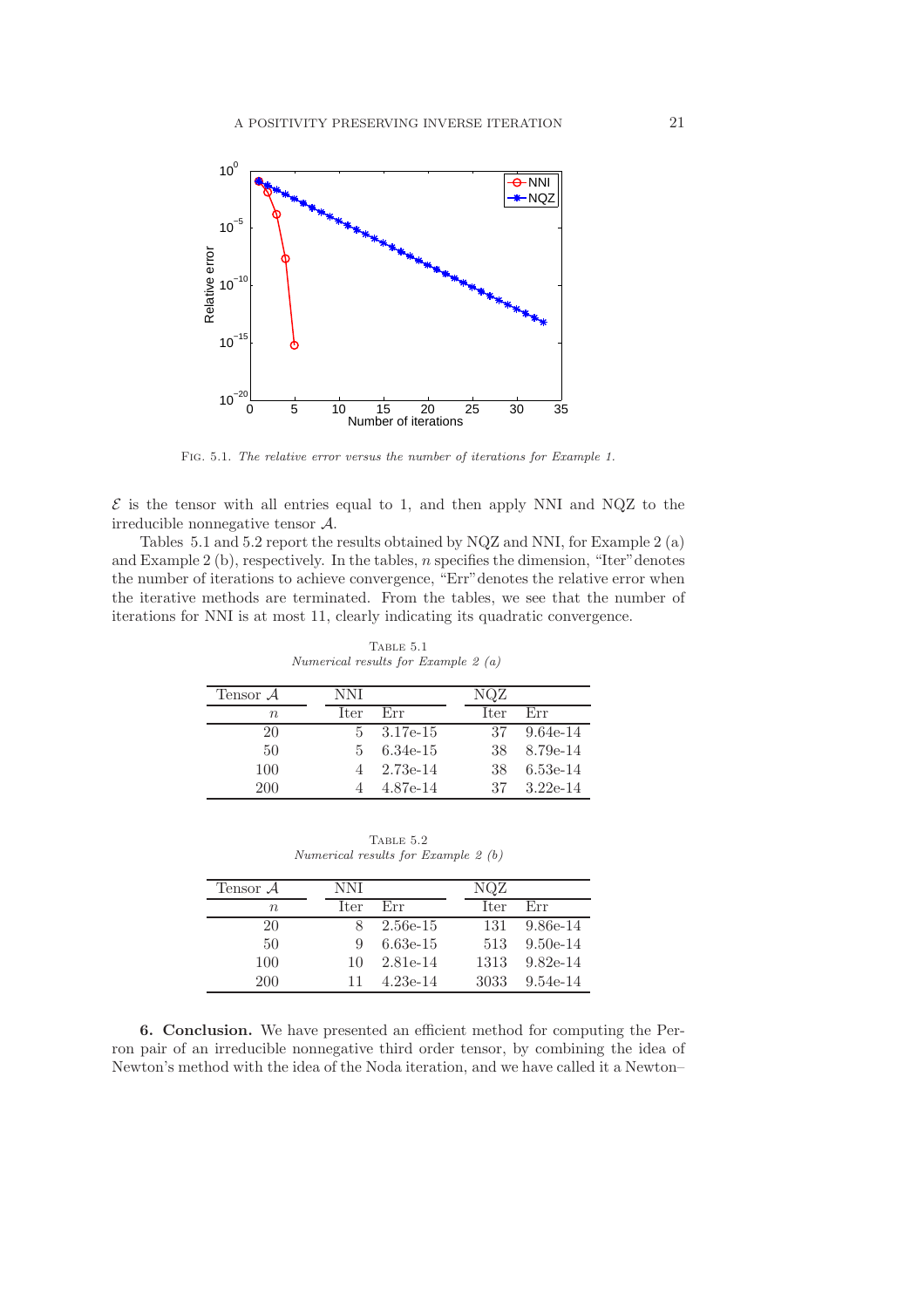Fig. 5.1. *The relative error versus the number of iterations for Example 1.*

$\mathcal{E}$ is the tensor with all entries equal to 1, and then apply NNI and NQZ to the irreducible nonnegative tensor $\mathcal{A}$.

Tables 5.1 and 5.2 report the results obtained by NQZ and NNI, for Example 2 (a) and Example 2 (b), respectively. In the tables, $n$ specifies the dimension, "Iter" denotes the number of iterations to achieve convergence, "Err" denotes the relative error when the iterative methods are terminated. From the tables, we see that the number of iterations for NNI is at most 11, clearly indicating its quadratic convergence.

Table 5.1
*Numerical results for Example 2 (a)*

| Tensor $\mathcal{A}$ | NNI | | NQZ | |
|---|---|---|---|---|
| $n$ | Iter | Err | Iter | Err |
| 20 | 5 | 3.17e-15 | 37 | 9.64e-14 |
| 50 | 5 | 6.34e-15 | 38 | 8.79e-14 |
| 100 | 4 | 2.73e-14 | 38 | 6.53e-14 |
| 200 | 4 | 4.87e-14 | 37 | 3.22e-14 |

Table 5.2
*Numerical results for Example 2 (b)*

| Tensor $\mathcal{A}$ | NNI | | NQZ | |
|---|---|---|---|---|
| $n$ | Iter | Err | Iter | Err |
| 20 | 8 | 2.56e-15 | 131 | 9.86e-14 |
| 50 | 9 | 6.63e-15 | 513 | 9.50e-14 |
| 100 | 10 | 2.81e-14 | 1313 | 9.82e-14 |
| 200 | 11 | 4.23e-14 | 3033 | 9.54e-14 |

**6. Conclusion.** We have presented an efficient method for computing the Perron pair of an irreducible nonnegative third order tensor, by combining the idea of Newton's method with the idea of the Noda iteration, and we have called it a Newton–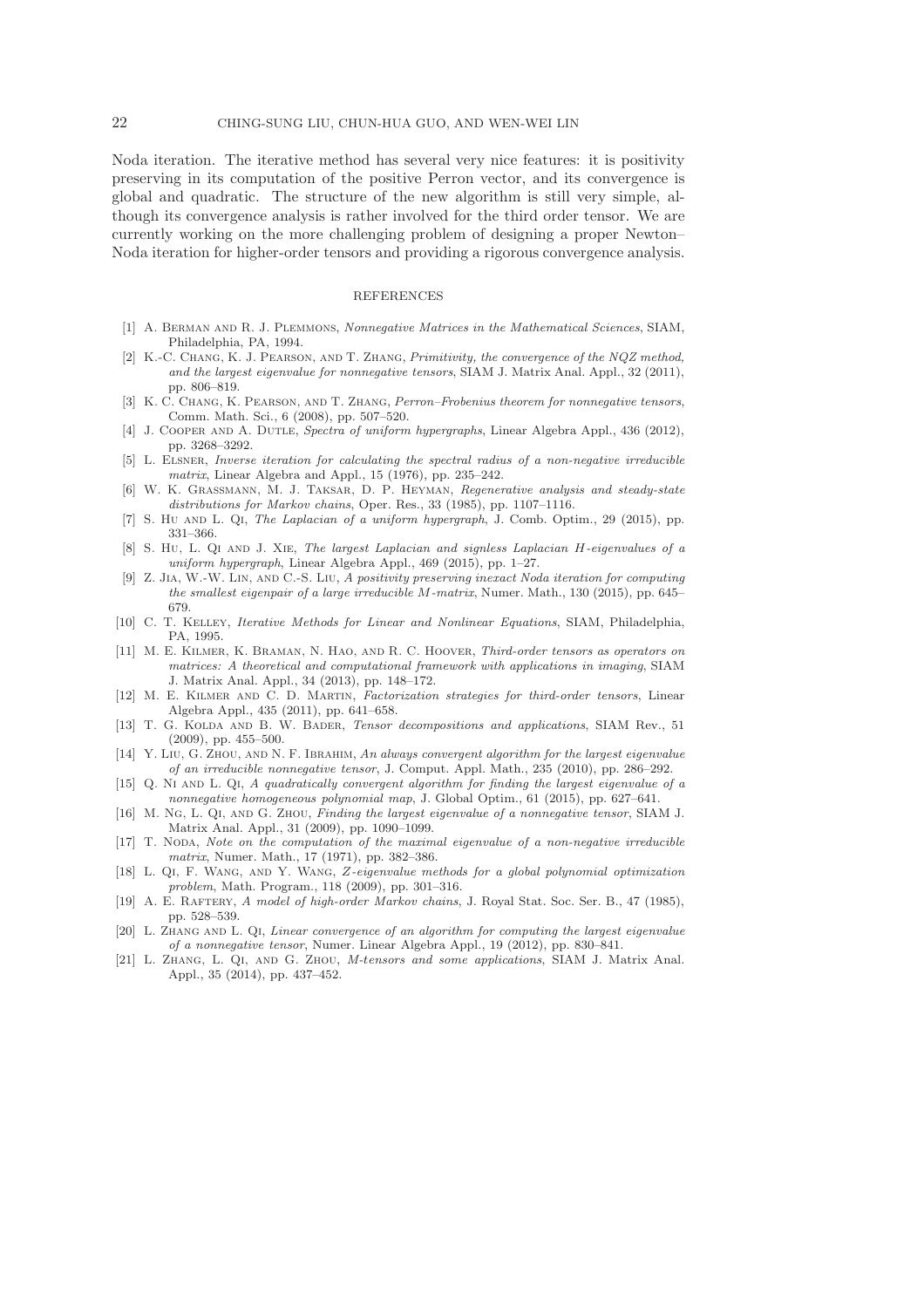Noda iteration. The iterative method has several very nice features: it is positivity preserving in its computation of the positive Perron vector, and its convergence is global and quadratic. The structure of the new algorithm is still very simple, although its convergence analysis is rather involved for the third order tensor. We are currently working on the more challenging problem of designing a proper Newton–Noda iteration for higher-order tensors and providing a rigorous convergence analysis.

## REFERENCES

[1] A. Berman and R. J. Plemmons, *Nonnegative Matrices in the Mathematical Sciences*, SIAM, Philadelphia, PA, 1994.

[2] K.-C. Chang, K. J. Pearson, and T. Zhang, *Primitivity, the convergence of the NQZ method, and the largest eigenvalue for nonnegative tensors*, SIAM J. Matrix Anal. Appl., 32 (2011), pp. 806–819.

[3] K. C. Chang, K. Pearson, and T. Zhang, *Perron–Frobenius theorem for nonnegative tensors*, Comm. Math. Sci., 6 (2008), pp. 507–520.

[4] J. Cooper and A. Dutle, *Spectra of uniform hypergraphs*, Linear Algebra Appl., 436 (2012), pp. 3268–3292.

[5] L. Elsner, *Inverse iteration for calculating the spectral radius of a non-negative irreducible matrix*, Linear Algebra and Appl., 15 (1976), pp. 235–242.

[6] W. K. Grassmann, M. J. Taksar, D. P. Heyman, *Regenerative analysis and steady-state distributions for Markov chains*, Oper. Res., 33 (1985), pp. 1107–1116.

[7] S. Hu and L. Qi, *The Laplacian of a uniform hypergraph*, J. Comb. Optim., 29 (2015), pp. 331–366.

[8] S. Hu, L. Qi and J. Xie, *The largest Laplacian and signless Laplacian H-eigenvalues of a uniform hypergraph*, Linear Algebra Appl., 469 (2015), pp. 1–27.

[9] Z. Jia, W.-W. Lin, and C.-S. Liu, *A positivity preserving inexact Noda iteration for computing the smallest eigenpair of a large irreducible M-matrix*, Numer. Math., 130 (2015), pp. 645–679.

[10] C. T. Kelley, *Iterative Methods for Linear and Nonlinear Equations*, SIAM, Philadelphia, PA, 1995.

[11] M. E. Kilmer, K. Braman, N. Hao, and R. C. Hoover, *Third-order tensors as operators on matrices: A theoretical and computational framework with applications in imaging*, SIAM J. Matrix Anal. Appl., 34 (2013), pp. 148–172.

[12] M. E. Kilmer and C. D. Martin, *Factorization strategies for third-order tensors*, Linear Algebra Appl., 435 (2011), pp. 641–658.

[13] T. G. Kolda and B. W. Bader, *Tensor decompositions and applications*, SIAM Rev., 51 (2009), pp. 455–500.

[14] Y. Liu, G. Zhou, and N. F. Ibrahim, *An always convergent algorithm for the largest eigenvalue of an irreducible nonnegative tensor*, J. Comput. Appl. Math., 235 (2010), pp. 286–292.

[15] Q. Ni and L. Qi, *A quadratically convergent algorithm for finding the largest eigenvalue of a nonnegative homogeneous polynomial map*, J. Global Optim., 61 (2015), pp. 627–641.

[16] M. Ng, L. Qi, and G. Zhou, *Finding the largest eigenvalue of a nonnegative tensor*, SIAM J. Matrix Anal. Appl., 31 (2009), pp. 1090–1099.

[17] T. Noda, *Note on the computation of the maximal eigenvalue of a non-negative irreducible matrix*, Numer. Math., 17 (1971), pp. 382–386.

[18] L. Qi, F. Wang, and Y. Wang, *Z-eigenvalue methods for a global polynomial optimization problem*, Math. Program., 118 (2009), pp. 301–316.

[19] A. E. Raftery, *A model of high-order Markov chains*, J. Royal Stat. Soc. Ser. B., 47 (1985), pp. 528–539.

[20] L. Zhang and L. Qi, *Linear convergence of an algorithm for computing the largest eigenvalue of a nonnegative tensor*, Numer. Linear Algebra Appl., 19 (2012), pp. 830–841.

[21] L. Zhang, L. Qi, and G. Zhou, *M-tensors and some applications*, SIAM J. Matrix Anal. Appl., 35 (2014), pp. 437–452.